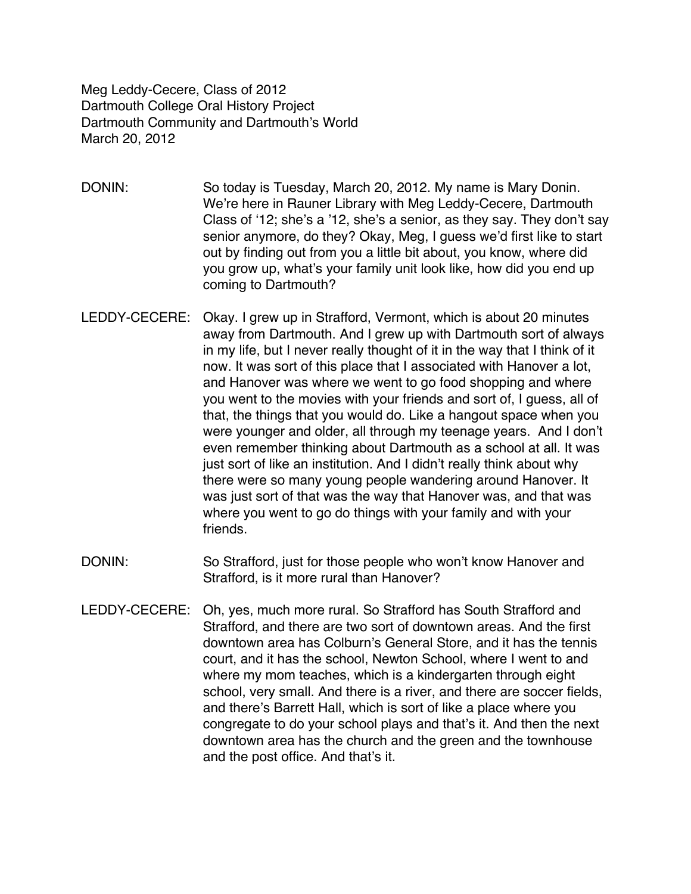Meg Leddy-Cecere, Class of 2012
Dartmouth College Oral History Project
Dartmouth Community and Dartmouth's World
March 20, 2012

DONIN: So today is Tuesday, March 20, 2012. My name is Mary Donin. We're here in Rauner Library with Meg Leddy-Cecere, Dartmouth Class of '12; she's a '12, she's a senior, as they say. They don't say senior anymore, do they? Okay, Meg, I guess we'd first like to start out by finding out from you a little bit about, you know, where did you grow up, what's your family unit look like, how did you end up coming to Dartmouth?

LEDDY-CECERE: Okay. I grew up in Strafford, Vermont, which is about 20 minutes away from Dartmouth. And I grew up with Dartmouth sort of always in my life, but I never really thought of it in the way that I think of it now. It was sort of this place that I associated with Hanover a lot, and Hanover was where we went to go food shopping and where you went to the movies with your friends and sort of, I guess, all of that, the things that you would do. Like a hangout space when you were younger and older, all through my teenage years. And I don't even remember thinking about Dartmouth as a school at all. It was just sort of like an institution. And I didn't really think about why there were so many young people wandering around Hanover. It was just sort of that was the way that Hanover was, and that was where you went to go do things with your family and with your friends.

DONIN: So Strafford, just for those people who won't know Hanover and Strafford, is it more rural than Hanover?

LEDDY-CECERE: Oh, yes, much more rural. So Strafford has South Strafford and Strafford, and there are two sort of downtown areas. And the first downtown area has Colburn's General Store, and it has the tennis court, and it has the school, Newton School, where I went to and where my mom teaches, which is a kindergarten through eight school, very small. And there is a river, and there are soccer fields, and there's Barrett Hall, which is sort of like a place where you congregate to do your school plays and that's it. And then the next downtown area has the church and the green and the townhouse and the post office. And that's it.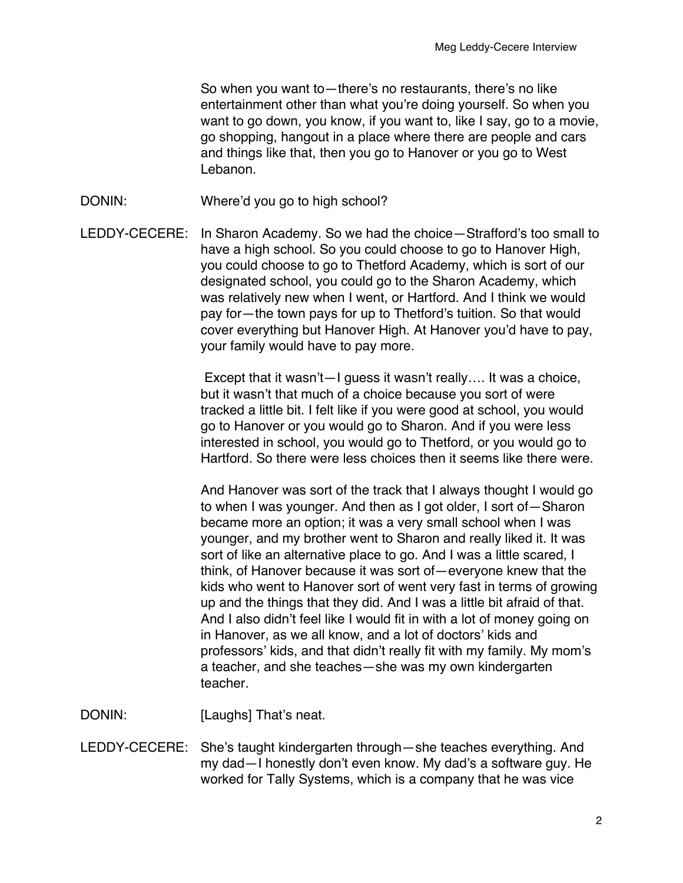So when you want to—there's no restaurants, there's no like entertainment other than what you're doing yourself. So when you want to go down, you know, if you want to, like I say, go to a movie, go shopping, hangout in a place where there are people and cars and things like that, then you go to Hanover or you go to West Lebanon.

DONIN: Where'd you go to high school?

LEDDY-CECERE: In Sharon Academy. So we had the choice—Strafford's too small to have a high school. So you could choose to go to Hanover High, you could choose to go to Thetford Academy, which is sort of our designated school, you could go to the Sharon Academy, which was relatively new when I went, or Hartford. And I think we would pay for—the town pays for up to Thetford's tuition. So that would cover everything but Hanover High. At Hanover you'd have to pay, your family would have to pay more.

Except that it wasn't—I guess it wasn't really…. It was a choice, but it wasn't that much of a choice because you sort of were tracked a little bit. I felt like if you were good at school, you would go to Hanover or you would go to Sharon. And if you were less interested in school, you would go to Thetford, or you would go to Hartford. So there were less choices then it seems like there were.

And Hanover was sort of the track that I always thought I would go to when I was younger. And then as I got older, I sort of—Sharon became more an option; it was a very small school when I was younger, and my brother went to Sharon and really liked it. It was sort of like an alternative place to go. And I was a little scared, I think, of Hanover because it was sort of—everyone knew that the kids who went to Hanover sort of went very fast in terms of growing up and the things that they did. And I was a little bit afraid of that. And I also didn't feel like I would fit in with a lot of money going on in Hanover, as we all know, and a lot of doctors' kids and professors' kids, and that didn't really fit with my family. My mom's a teacher, and she teaches—she was my own kindergarten teacher.

DONIN: [Laughs] That's neat.

LEDDY-CECERE: She's taught kindergarten through—she teaches everything. And my dad—I honestly don't even know. My dad's a software guy. He worked for Tally Systems, which is a company that he was vice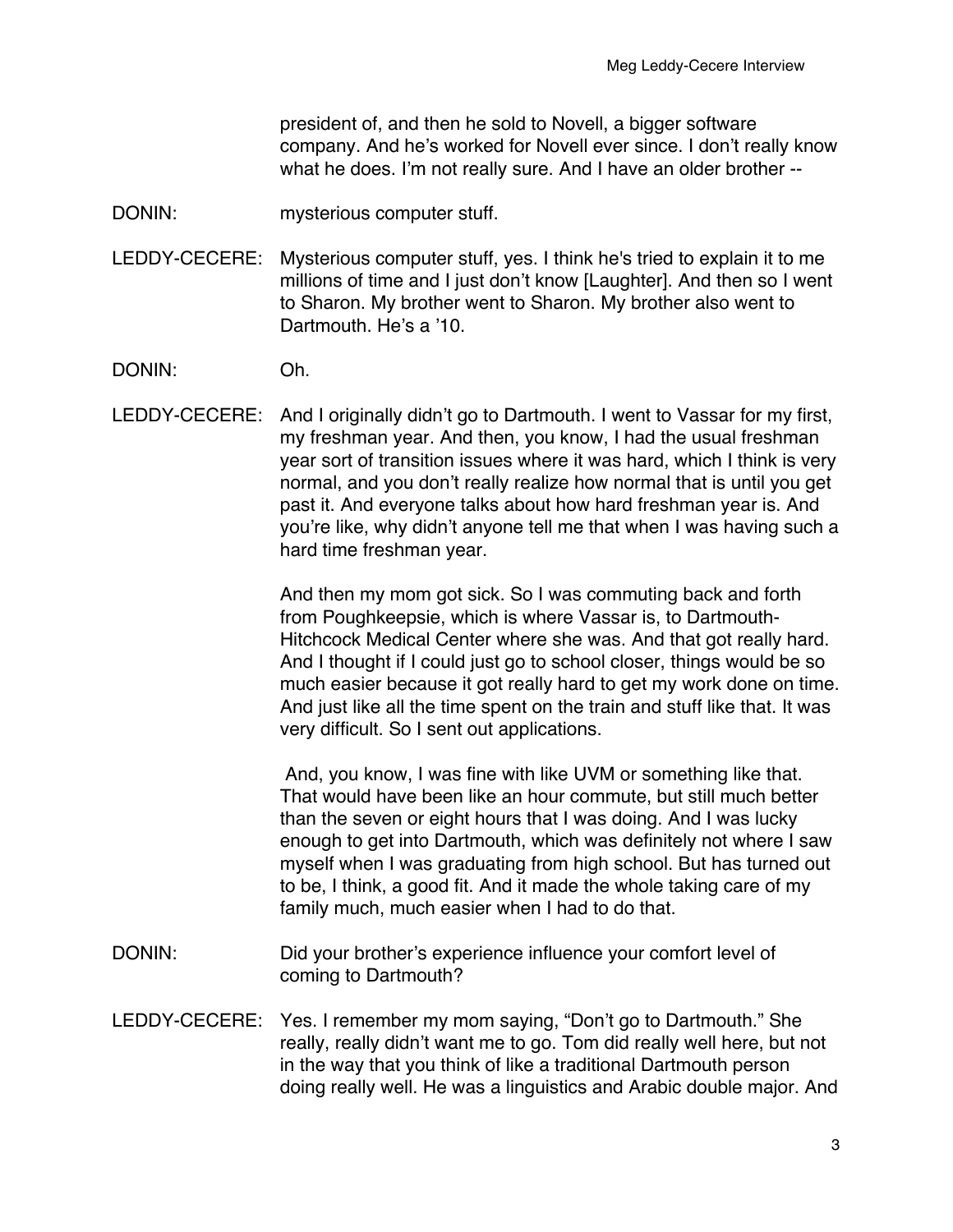president of, and then he sold to Novell, a bigger software company. And he's worked for Novell ever since. I don't really know what he does. I'm not really sure. And I have an older brother --

DONIN: mysterious computer stuff.

LEDDY-CECERE: Mysterious computer stuff, yes. I think he's tried to explain it to me millions of time and I just don't know [Laughter]. And then so I went to Sharon. My brother went to Sharon. My brother also went to Dartmouth. He's a '10.

DONIN: Oh.

LEDDY-CECERE: And I originally didn't go to Dartmouth. I went to Vassar for my first, my freshman year. And then, you know, I had the usual freshman year sort of transition issues where it was hard, which I think is very normal, and you don't really realize how normal that is until you get past it. And everyone talks about how hard freshman year is. And you're like, why didn't anyone tell me that when I was having such a hard time freshman year.

And then my mom got sick. So I was commuting back and forth from Poughkeepsie, which is where Vassar is, to Dartmouth-Hitchcock Medical Center where she was. And that got really hard. And I thought if I could just go to school closer, things would be so much easier because it got really hard to get my work done on time. And just like all the time spent on the train and stuff like that. It was very difficult. So I sent out applications.

And, you know, I was fine with like UVM or something like that. That would have been like an hour commute, but still much better than the seven or eight hours that I was doing. And I was lucky enough to get into Dartmouth, which was definitely not where I saw myself when I was graduating from high school. But has turned out to be, I think, a good fit. And it made the whole taking care of my family much, much easier when I had to do that.

DONIN: Did your brother's experience influence your comfort level of coming to Dartmouth?

LEDDY-CECERE: Yes. I remember my mom saying, "Don't go to Dartmouth." She really, really didn't want me to go. Tom did really well here, but not in the way that you think of like a traditional Dartmouth person doing really well. He was a linguistics and Arabic double major. And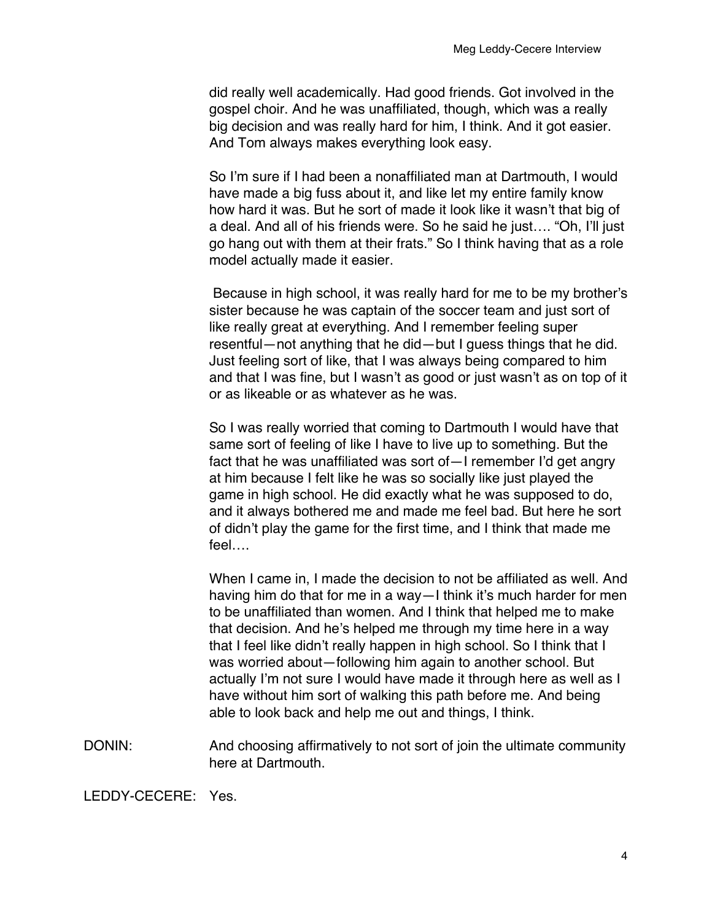did really well academically. Had good friends. Got involved in the gospel choir. And he was unaffiliated, though, which was a really big decision and was really hard for him, I think. And it got easier. And Tom always makes everything look easy.

So I'm sure if I had been a nonaffiliated man at Dartmouth, I would have made a big fuss about it, and like let my entire family know how hard it was. But he sort of made it look like it wasn't that big of a deal. And all of his friends were. So he said he just…. "Oh, I'll just go hang out with them at their frats." So I think having that as a role model actually made it easier.

Because in high school, it was really hard for me to be my brother's sister because he was captain of the soccer team and just sort of like really great at everything. And I remember feeling super resentful—not anything that he did—but I guess things that he did. Just feeling sort of like, that I was always being compared to him and that I was fine, but I wasn't as good or just wasn't as on top of it or as likeable or as whatever as he was.

So I was really worried that coming to Dartmouth I would have that same sort of feeling of like I have to live up to something. But the fact that he was unaffiliated was sort of—I remember I'd get angry at him because I felt like he was so socially like just played the game in high school. He did exactly what he was supposed to do, and it always bothered me and made me feel bad. But here he sort of didn't play the game for the first time, and I think that made me feel….

When I came in, I made the decision to not be affiliated as well. And having him do that for me in a way—I think it's much harder for men to be unaffiliated than women. And I think that helped me to make that decision. And he's helped me through my time here in a way that I feel like didn't really happen in high school. So I think that I was worried about—following him again to another school. But actually I'm not sure I would have made it through here as well as I have without him sort of walking this path before me. And being able to look back and help me out and things, I think.

DONIN: And choosing affirmatively to not sort of join the ultimate community here at Dartmouth.

LEDDY-CECERE: Yes.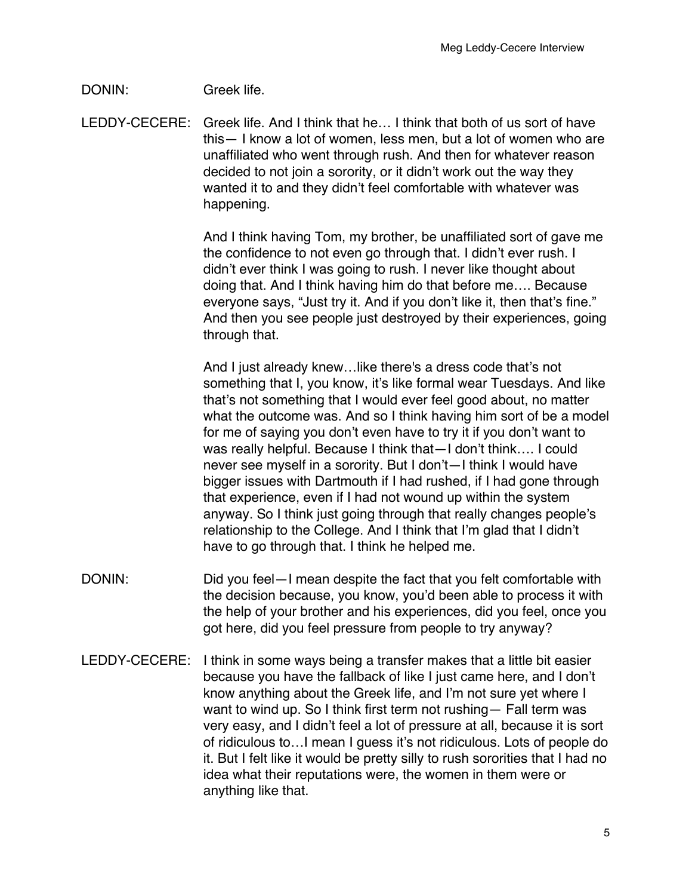DONIN: Greek life.

LEDDY-CECERE: Greek life. And I think that he… I think that both of us sort of have this— I know a lot of women, less men, but a lot of women who are unaffiliated who went through rush. And then for whatever reason decided to not join a sorority, or it didn't work out the way they wanted it to and they didn't feel comfortable with whatever was happening.

And I think having Tom, my brother, be unaffiliated sort of gave me the confidence to not even go through that. I didn't ever rush. I didn't ever think I was going to rush. I never like thought about doing that. And I think having him do that before me…. Because everyone says, "Just try it. And if you don't like it, then that's fine." And then you see people just destroyed by their experiences, going through that.

And I just already knew…like there's a dress code that's not something that I, you know, it's like formal wear Tuesdays. And like that's not something that I would ever feel good about, no matter what the outcome was. And so I think having him sort of be a model for me of saying you don't even have to try it if you don't want to was really helpful. Because I think that—I don't think…. I could never see myself in a sorority. But I don't—I think I would have bigger issues with Dartmouth if I had rushed, if I had gone through that experience, even if I had not wound up within the system anyway. So I think just going through that really changes people's relationship to the College. And I think that I'm glad that I didn't have to go through that. I think he helped me.

DONIN: Did you feel—I mean despite the fact that you felt comfortable with the decision because, you know, you'd been able to process it with the help of your brother and his experiences, did you feel, once you got here, did you feel pressure from people to try anyway?

LEDDY-CECERE: I think in some ways being a transfer makes that a little bit easier because you have the fallback of like I just came here, and I don't know anything about the Greek life, and I'm not sure yet where I want to wind up. So I think first term not rushing— Fall term was very easy, and I didn't feel a lot of pressure at all, because it is sort of ridiculous to…I mean I guess it's not ridiculous. Lots of people do it. But I felt like it would be pretty silly to rush sororities that I had no idea what their reputations were, the women in them were or anything like that.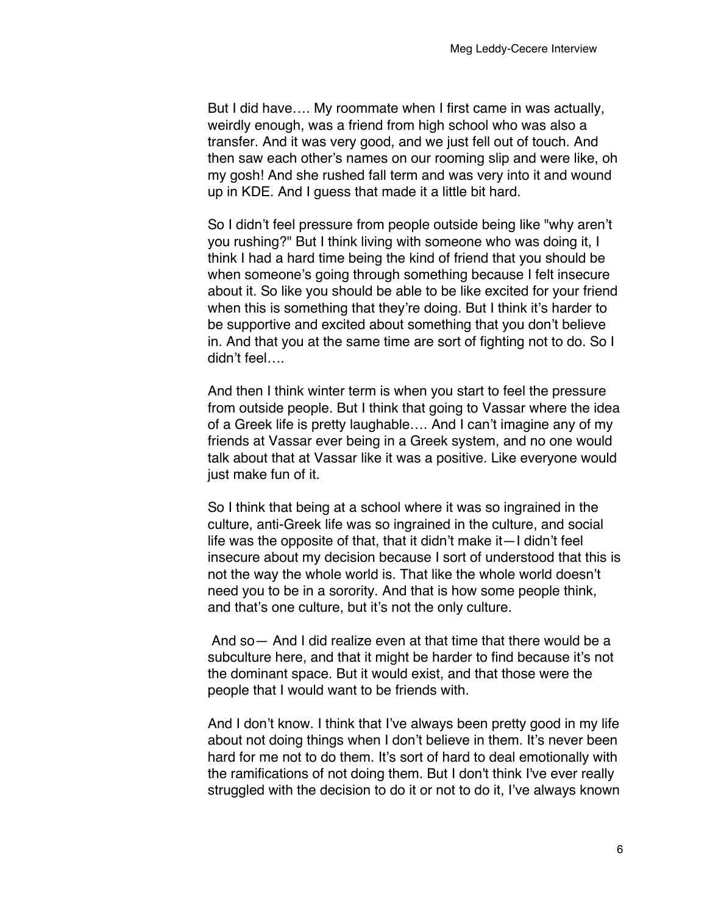But I did have…. My roommate when I first came in was actually, weirdly enough, was a friend from high school who was also a transfer. And it was very good, and we just fell out of touch. And then saw each other's names on our rooming slip and were like, oh my gosh! And she rushed fall term and was very into it and wound up in KDE. And I guess that made it a little bit hard.

So I didn't feel pressure from people outside being like "why aren't you rushing?" But I think living with someone who was doing it, I think I had a hard time being the kind of friend that you should be when someone's going through something because I felt insecure about it. So like you should be able to be like excited for your friend when this is something that they're doing. But I think it's harder to be supportive and excited about something that you don't believe in. And that you at the same time are sort of fighting not to do. So I didn't feel….

And then I think winter term is when you start to feel the pressure from outside people. But I think that going to Vassar where the idea of a Greek life is pretty laughable…. And I can't imagine any of my friends at Vassar ever being in a Greek system, and no one would talk about that at Vassar like it was a positive. Like everyone would just make fun of it.

So I think that being at a school where it was so ingrained in the culture, anti-Greek life was so ingrained in the culture, and social life was the opposite of that, that it didn't make it—I didn't feel insecure about my decision because I sort of understood that this is not the way the whole world is. That like the whole world doesn't need you to be in a sorority. And that is how some people think, and that's one culture, but it's not the only culture.

And so— And I did realize even at that time that there would be a subculture here, and that it might be harder to find because it's not the dominant space. But it would exist, and that those were the people that I would want to be friends with.

And I don't know. I think that I've always been pretty good in my life about not doing things when I don't believe in them. It's never been hard for me not to do them. It's sort of hard to deal emotionally with the ramifications of not doing them. But I don't think I've ever really struggled with the decision to do it or not to do it, I've always known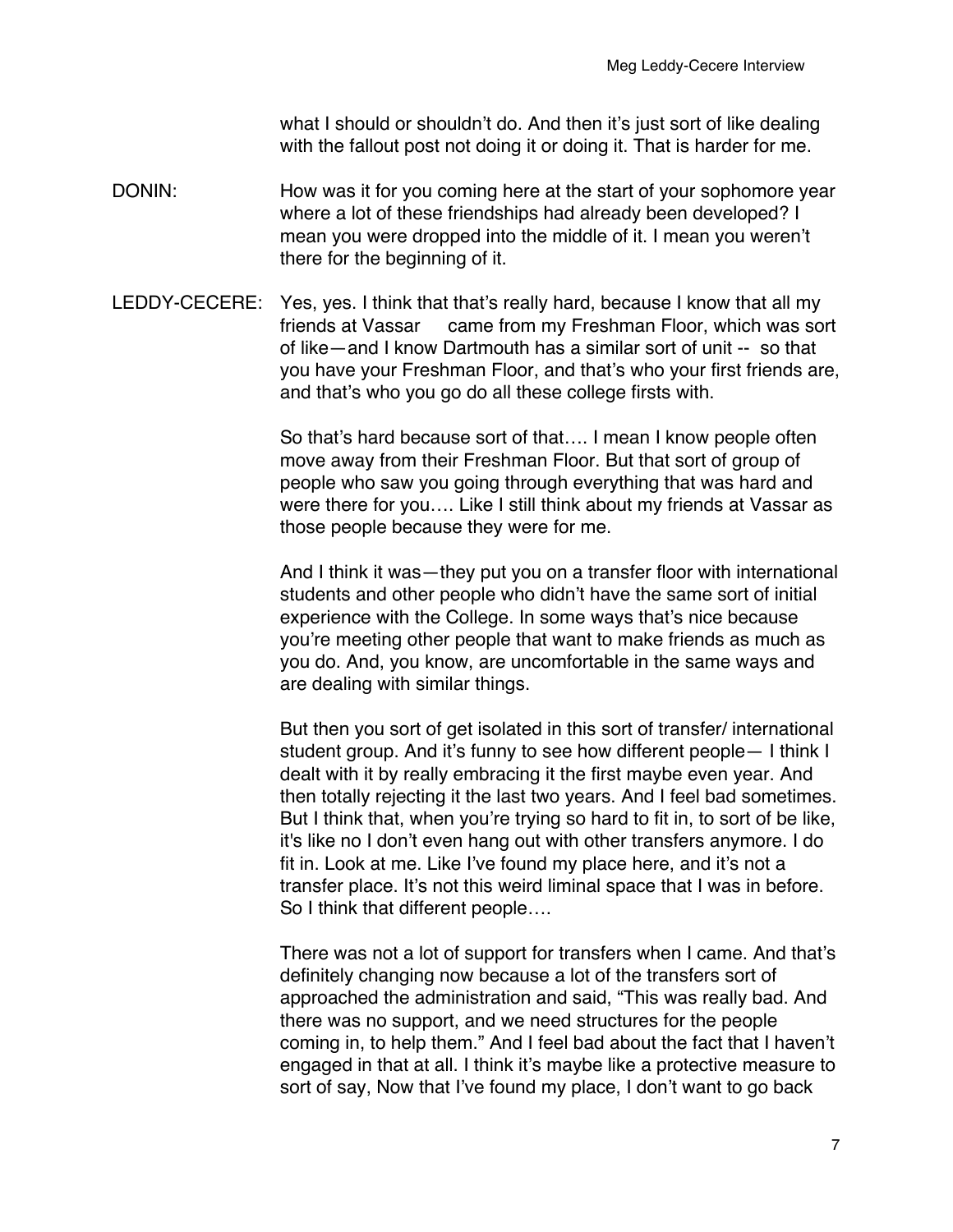what I should or shouldn't do. And then it's just sort of like dealing with the fallout post not doing it or doing it. That is harder for me.

DONIN: How was it for you coming here at the start of your sophomore year where a lot of these friendships had already been developed? I mean you were dropped into the middle of it. I mean you weren't there for the beginning of it.

LEDDY-CECERE: Yes, yes. I think that that's really hard, because I know that all my friends at Vassar came from my Freshman Floor, which was sort of like—and I know Dartmouth has a similar sort of unit -- so that you have your Freshman Floor, and that's who your first friends are, and that's who you go do all these college firsts with.

So that's hard because sort of that…. I mean I know people often move away from their Freshman Floor. But that sort of group of people who saw you going through everything that was hard and were there for you…. Like I still think about my friends at Vassar as those people because they were for me.

And I think it was—they put you on a transfer floor with international students and other people who didn't have the same sort of initial experience with the College. In some ways that's nice because you're meeting other people that want to make friends as much as you do. And, you know, are uncomfortable in the same ways and are dealing with similar things.

But then you sort of get isolated in this sort of transfer/ international student group. And it's funny to see how different people— I think I dealt with it by really embracing it the first maybe even year. And then totally rejecting it the last two years. And I feel bad sometimes. But I think that, when you're trying so hard to fit in, to sort of be like, it's like no I don't even hang out with other transfers anymore. I do fit in. Look at me. Like I've found my place here, and it's not a transfer place. It's not this weird liminal space that I was in before. So I think that different people….

There was not a lot of support for transfers when I came. And that's definitely changing now because a lot of the transfers sort of approached the administration and said, "This was really bad. And there was no support, and we need structures for the people coming in, to help them." And I feel bad about the fact that I haven't engaged in that at all. I think it's maybe like a protective measure to sort of say, Now that I've found my place, I don't want to go back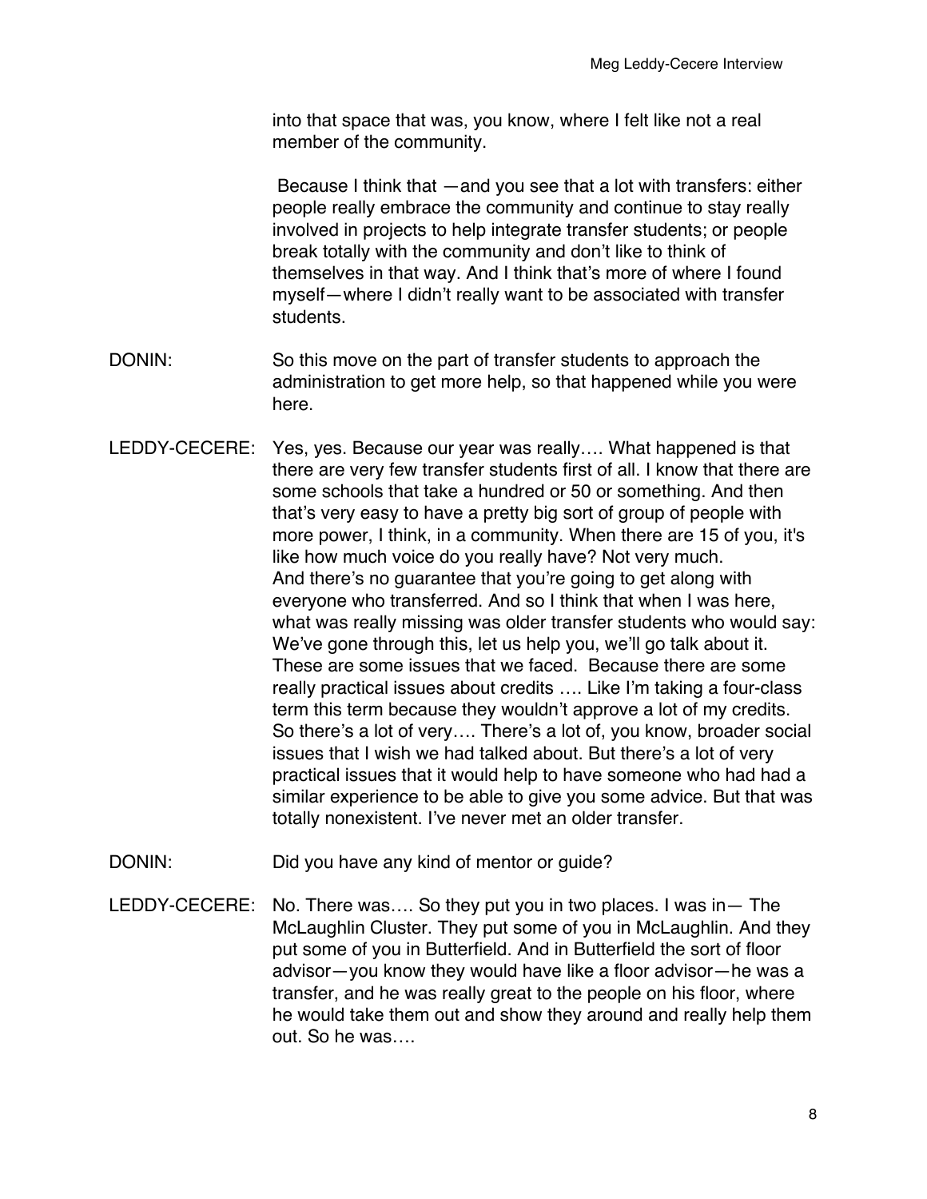into that space that was, you know, where I felt like not a real member of the community.

Because I think that —and you see that a lot with transfers: either people really embrace the community and continue to stay really involved in projects to help integrate transfer students; or people break totally with the community and don't like to think of themselves in that way. And I think that's more of where I found myself—where I didn't really want to be associated with transfer students.

DONIN: So this move on the part of transfer students to approach the administration to get more help, so that happened while you were here.

LEDDY-CECERE: Yes, yes. Because our year was really…. What happened is that there are very few transfer students first of all. I know that there are some schools that take a hundred or 50 or something. And then that's very easy to have a pretty big sort of group of people with more power, I think, in a community. When there are 15 of you, it's like how much voice do you really have? Not very much. And there's no guarantee that you're going to get along with everyone who transferred. And so I think that when I was here, what was really missing was older transfer students who would say: We've gone through this, let us help you, we'll go talk about it. These are some issues that we faced. Because there are some really practical issues about credits …. Like I'm taking a four-class term this term because they wouldn't approve a lot of my credits. So there's a lot of very…. There's a lot of, you know, broader social issues that I wish we had talked about. But there's a lot of very practical issues that it would help to have someone who had had a similar experience to be able to give you some advice. But that was totally nonexistent. I've never met an older transfer.

DONIN: Did you have any kind of mentor or guide?

LEDDY-CECERE: No. There was…. So they put you in two places. I was in— The McLaughlin Cluster. They put some of you in McLaughlin. And they put some of you in Butterfield. And in Butterfield the sort of floor advisor—you know they would have like a floor advisor—he was a transfer, and he was really great to the people on his floor, where he would take them out and show they around and really help them out. So he was….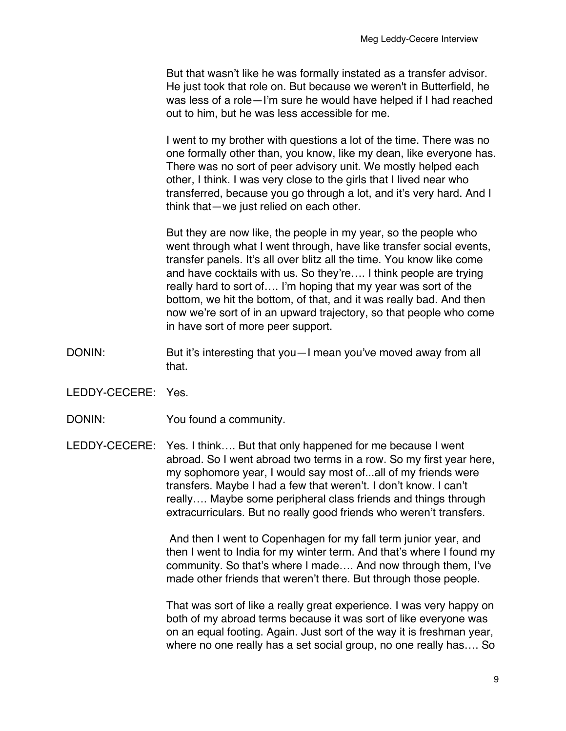But that wasn't like he was formally instated as a transfer advisor. He just took that role on. But because we weren't in Butterfield, he was less of a role—I'm sure he would have helped if I had reached out to him, but he was less accessible for me.

I went to my brother with questions a lot of the time. There was no one formally other than, you know, like my dean, like everyone has. There was no sort of peer advisory unit. We mostly helped each other, I think. I was very close to the girls that I lived near who transferred, because you go through a lot, and it's very hard. And I think that—we just relied on each other.

But they are now like, the people in my year, so the people who went through what I went through, have like transfer social events, transfer panels. It's all over blitz all the time. You know like come and have cocktails with us. So they're…. I think people are trying really hard to sort of…. I'm hoping that my year was sort of the bottom, we hit the bottom, of that, and it was really bad. And then now we're sort of in an upward trajectory, so that people who come in have sort of more peer support.

DONIN: But it's interesting that you—I mean you've moved away from all that.

LEDDY-CECERE: Yes.

DONIN: You found a community.

LEDDY-CECERE: Yes. I think…. But that only happened for me because I went abroad. So I went abroad two terms in a row. So my first year here, my sophomore year, I would say most of...all of my friends were transfers. Maybe I had a few that weren't. I don't know. I can't really…. Maybe some peripheral class friends and things through extracurriculars. But no really good friends who weren't transfers.

And then I went to Copenhagen for my fall term junior year, and then I went to India for my winter term. And that's where I found my community. So that's where I made…. And now through them, I've made other friends that weren't there. But through those people.

That was sort of like a really great experience. I was very happy on both of my abroad terms because it was sort of like everyone was on an equal footing. Again. Just sort of the way it is freshman year, where no one really has a set social group, no one really has…. So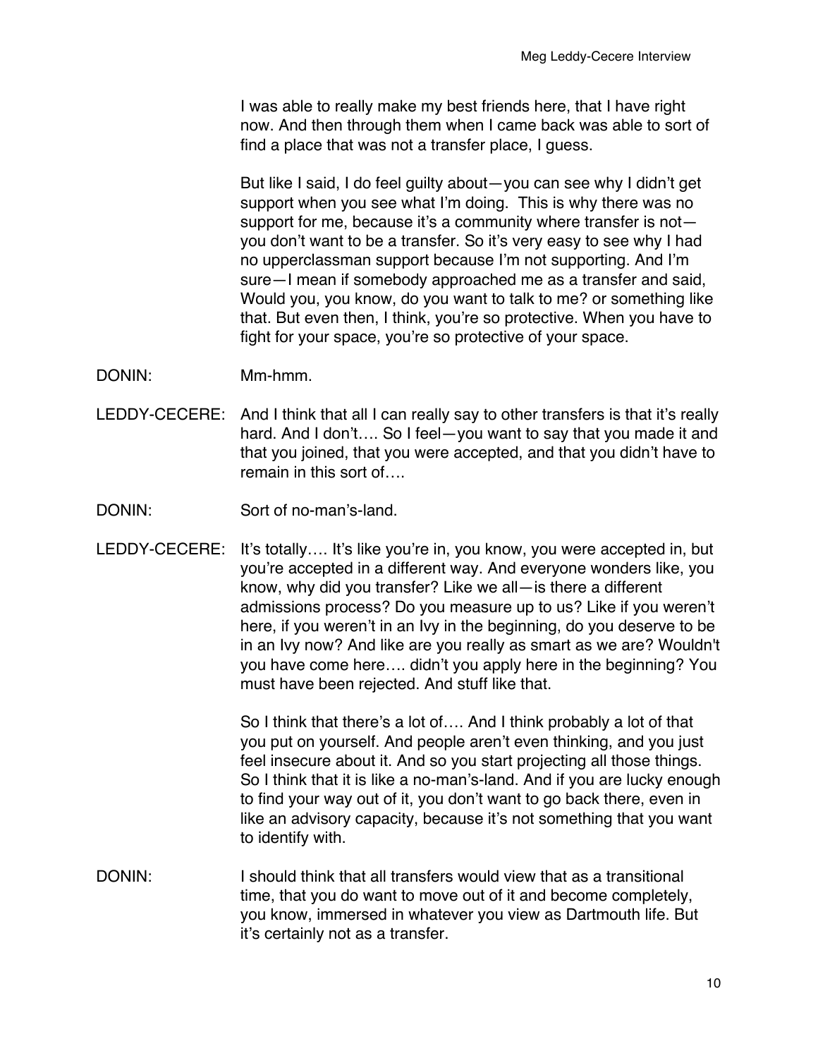I was able to really make my best friends here, that I have right now. And then through them when I came back was able to sort of find a place that was not a transfer place, I guess.

But like I said, I do feel guilty about—you can see why I didn't get support when you see what I'm doing. This is why there was no support for me, because it's a community where transfer is not—you don't want to be a transfer. So it's very easy to see why I had no upperclassman support because I'm not supporting. And I'm sure—I mean if somebody approached me as a transfer and said, Would you, you know, do you want to talk to me? or something like that. But even then, I think, you're so protective. When you have to fight for your space, you're so protective of your space.

DONIN: Mm-hmm.

LEDDY-CECERE: And I think that all I can really say to other transfers is that it's really hard. And I don't…. So I feel—you want to say that you made it and that you joined, that you were accepted, and that you didn't have to remain in this sort of….

DONIN: Sort of no-man's-land.

LEDDY-CECERE: It's totally…. It's like you're in, you know, you were accepted in, but you're accepted in a different way. And everyone wonders like, you know, why did you transfer? Like we all—is there a different admissions process? Do you measure up to us? Like if you weren't here, if you weren't in an Ivy in the beginning, do you deserve to be in an Ivy now? And like are you really as smart as we are? Wouldn't you have come here…. didn't you apply here in the beginning? You must have been rejected. And stuff like that.

So I think that there's a lot of…. And I think probably a lot of that you put on yourself. And people aren't even thinking, and you just feel insecure about it. And so you start projecting all those things. So I think that it is like a no-man's-land. And if you are lucky enough to find your way out of it, you don't want to go back there, even in like an advisory capacity, because it's not something that you want to identify with.

DONIN: I should think that all transfers would view that as a transitional time, that you do want to move out of it and become completely, you know, immersed in whatever you view as Dartmouth life. But it's certainly not as a transfer.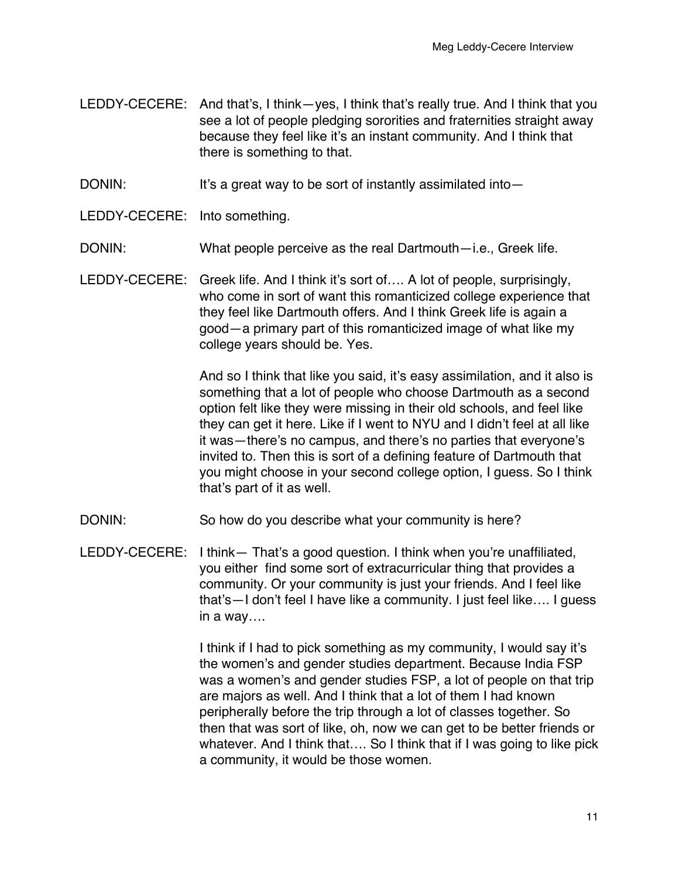LEDDY-CECERE: And that's, I think—yes, I think that's really true. And I think that you see a lot of people pledging sororities and fraternities straight away because they feel like it's an instant community. And I think that there is something to that.

DONIN: It's a great way to be sort of instantly assimilated into—

LEDDY-CECERE: Into something.

DONIN: What people perceive as the real Dartmouth—i.e., Greek life.

LEDDY-CECERE: Greek life. And I think it's sort of…. A lot of people, surprisingly, who come in sort of want this romanticized college experience that they feel like Dartmouth offers. And I think Greek life is again a good—a primary part of this romanticized image of what like my college years should be. Yes.

And so I think that like you said, it's easy assimilation, and it also is something that a lot of people who choose Dartmouth as a second option felt like they were missing in their old schools, and feel like they can get it here. Like if I went to NYU and I didn't feel at all like it was—there's no campus, and there's no parties that everyone's invited to. Then this is sort of a defining feature of Dartmouth that you might choose in your second college option, I guess. So I think that's part of it as well.

DONIN: So how do you describe what your community is here?

LEDDY-CECERE: I think— That's a good question. I think when you're unaffiliated, you either find some sort of extracurricular thing that provides a community. Or your community is just your friends. And I feel like that's—I don't feel I have like a community. I just feel like…. I guess in a way….

I think if I had to pick something as my community, I would say it's the women's and gender studies department. Because India FSP was a women's and gender studies FSP, a lot of people on that trip are majors as well. And I think that a lot of them I had known peripherally before the trip through a lot of classes together. So then that was sort of like, oh, now we can get to be better friends or whatever. And I think that…. So I think that if I was going to like pick a community, it would be those women.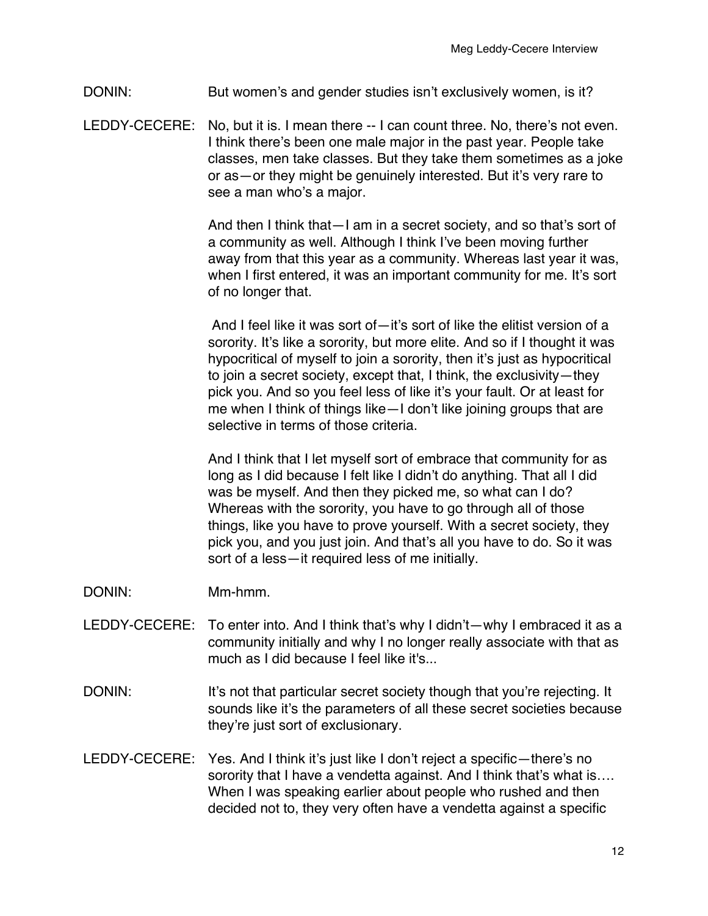DONIN: But women's and gender studies isn't exclusively women, is it?

LEDDY-CECERE: No, but it is. I mean there -- I can count three. No, there's not even. I think there's been one male major in the past year. People take classes, men take classes. But they take them sometimes as a joke or as—or they might be genuinely interested. But it's very rare to see a man who's a major.

And then I think that—I am in a secret society, and so that's sort of a community as well. Although I think I've been moving further away from that this year as a community. Whereas last year it was, when I first entered, it was an important community for me. It's sort of no longer that.

And I feel like it was sort of—it's sort of like the elitist version of a sorority. It's like a sorority, but more elite. And so if I thought it was hypocritical of myself to join a sorority, then it's just as hypocritical to join a secret society, except that, I think, the exclusivity—they pick you. And so you feel less of like it's your fault. Or at least for me when I think of things like—I don't like joining groups that are selective in terms of those criteria.

And I think that I let myself sort of embrace that community for as long as I did because I felt like I didn't do anything. That all I did was be myself. And then they picked me, so what can I do? Whereas with the sorority, you have to go through all of those things, like you have to prove yourself. With a secret society, they pick you, and you just join. And that's all you have to do. So it was sort of a less—it required less of me initially.

DONIN: Mm-hmm.

LEDDY-CECERE: To enter into. And I think that's why I didn't—why I embraced it as a community initially and why I no longer really associate with that as much as I did because I feel like it's...

DONIN: It's not that particular secret society though that you're rejecting. It sounds like it's the parameters of all these secret societies because they're just sort of exclusionary.

LEDDY-CECERE: Yes. And I think it's just like I don't reject a specific—there's no sorority that I have a vendetta against. And I think that's what is…. When I was speaking earlier about people who rushed and then decided not to, they very often have a vendetta against a specific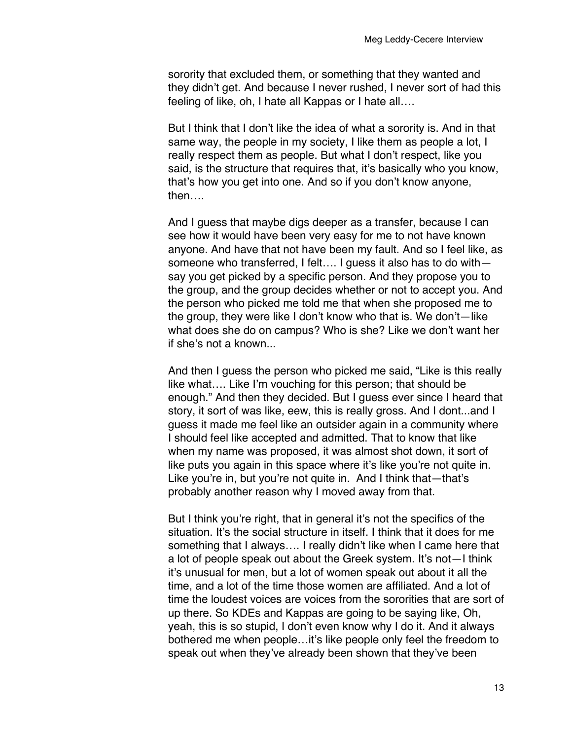sorority that excluded them, or something that they wanted and they didn't get. And because I never rushed, I never sort of had this feeling of like, oh, I hate all Kappas or I hate all….

But I think that I don't like the idea of what a sorority is. And in that same way, the people in my society, I like them as people a lot, I really respect them as people. But what I don't respect, like you said, is the structure that requires that, it's basically who you know, that's how you get into one. And so if you don't know anyone, then….

And I guess that maybe digs deeper as a transfer, because I can see how it would have been very easy for me to not have known anyone. And have that not have been my fault. And so I feel like, as someone who transferred, I felt…. I guess it also has to do with—say you get picked by a specific person. And they propose you to the group, and the group decides whether or not to accept you. And the person who picked me told me that when she proposed me to the group, they were like I don't know who that is. We don't—like what does she do on campus? Who is she? Like we don't want her if she's not a known...

And then I guess the person who picked me said, "Like is this really like what…. Like I'm vouching for this person; that should be enough." And then they decided. But I guess ever since I heard that story, it sort of was like, eew, this is really gross. And I dont...and I guess it made me feel like an outsider again in a community where I should feel like accepted and admitted. That to know that like when my name was proposed, it was almost shot down, it sort of like puts you again in this space where it's like you're not quite in. Like you're in, but you're not quite in. And I think that—that's probably another reason why I moved away from that.

But I think you're right, that in general it's not the specifics of the situation. It's the social structure in itself. I think that it does for me something that I always…. I really didn't like when I came here that a lot of people speak out about the Greek system. It's not—I think it's unusual for men, but a lot of women speak out about it all the time, and a lot of the time those women are affiliated. And a lot of time the loudest voices are voices from the sororities that are sort of up there. So KDEs and Kappas are going to be saying like, Oh, yeah, this is so stupid, I don't even know why I do it. And it always bothered me when people…it's like people only feel the freedom to speak out when they've already been shown that they've been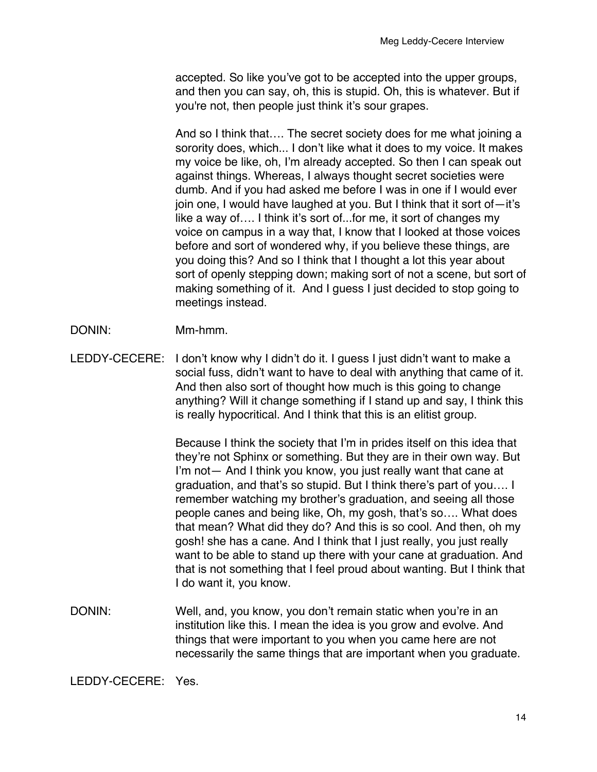accepted. So like you've got to be accepted into the upper groups, and then you can say, oh, this is stupid. Oh, this is whatever. But if you're not, then people just think it's sour grapes.

And so I think that…. The secret society does for me what joining a sorority does, which... I don't like what it does to my voice. It makes my voice be like, oh, I'm already accepted. So then I can speak out against things. Whereas, I always thought secret societies were dumb. And if you had asked me before I was in one if I would ever join one, I would have laughed at you. But I think that it sort of—it's like a way of…. I think it's sort of...for me, it sort of changes my voice on campus in a way that, I know that I looked at those voices before and sort of wondered why, if you believe these things, are you doing this? And so I think that I thought a lot this year about sort of openly stepping down; making sort of not a scene, but sort of making something of it. And I guess I just decided to stop going to meetings instead.

DONIN: Mm-hmm.

LEDDY-CECERE: I don't know why I didn't do it. I guess I just didn't want to make a social fuss, didn't want to have to deal with anything that came of it. And then also sort of thought how much is this going to change anything? Will it change something if I stand up and say, I think this is really hypocritical. And I think that this is an elitist group.

Because I think the society that I'm in prides itself on this idea that they're not Sphinx or something. But they are in their own way. But I'm not— And I think you know, you just really want that cane at graduation, and that's so stupid. But I think there's part of you…. I remember watching my brother's graduation, and seeing all those people canes and being like, Oh, my gosh, that's so…. What does that mean? What did they do? And this is so cool. And then, oh my gosh! she has a cane. And I think that I just really, you just really want to be able to stand up there with your cane at graduation. And that is not something that I feel proud about wanting. But I think that I do want it, you know.

DONIN: Well, and, you know, you don't remain static when you're in an institution like this. I mean the idea is you grow and evolve. And things that were important to you when you came here are not necessarily the same things that are important when you graduate.

LEDDY-CECERE: Yes.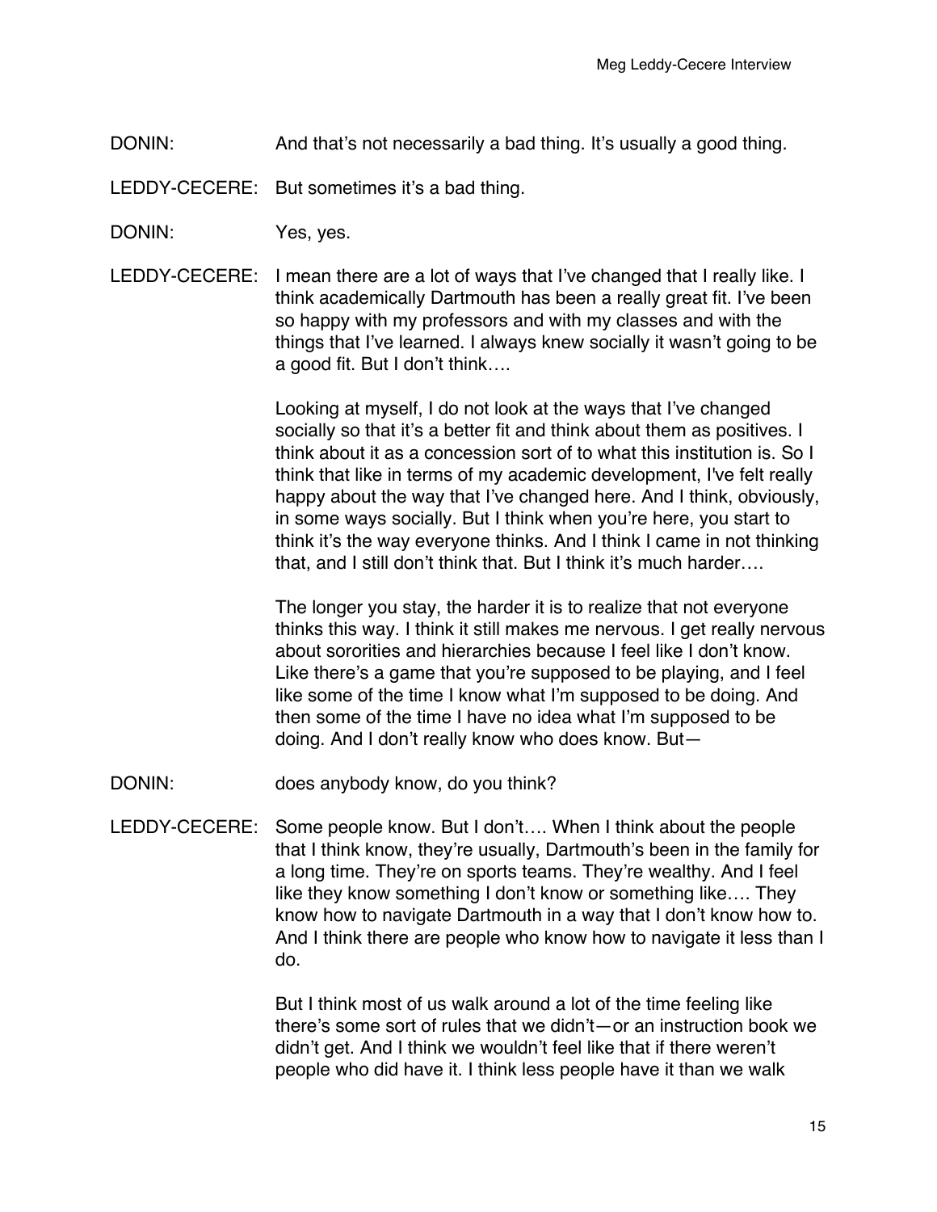DONIN: And that's not necessarily a bad thing. It's usually a good thing.

LEDDY-CECERE: But sometimes it's a bad thing.

DONIN: Yes, yes.

LEDDY-CECERE: I mean there are a lot of ways that I've changed that I really like. I think academically Dartmouth has been a really great fit. I've been so happy with my professors and with my classes and with the things that I've learned. I always knew socially it wasn't going to be a good fit. But I don't think….

Looking at myself, I do not look at the ways that I've changed socially so that it's a better fit and think about them as positives. I think about it as a concession sort of to what this institution is. So I think that like in terms of my academic development, I've felt really happy about the way that I've changed here. And I think, obviously, in some ways socially. But I think when you're here, you start to think it's the way everyone thinks. And I think I came in not thinking that, and I still don't think that. But I think it's much harder….

The longer you stay, the harder it is to realize that not everyone thinks this way. I think it still makes me nervous. I get really nervous about sororities and hierarchies because I feel like I don't know. Like there's a game that you're supposed to be playing, and I feel like some of the time I know what I'm supposed to be doing. And then some of the time I have no idea what I'm supposed to be doing. And I don't really know who does know. But—

DONIN: does anybody know, do you think?

LEDDY-CECERE: Some people know. But I don't…. When I think about the people that I think know, they're usually, Dartmouth's been in the family for a long time. They're on sports teams. They're wealthy. And I feel like they know something I don't know or something like…. They know how to navigate Dartmouth in a way that I don't know how to. And I think there are people who know how to navigate it less than I do.

But I think most of us walk around a lot of the time feeling like there's some sort of rules that we didn't—or an instruction book we didn't get. And I think we wouldn't feel like that if there weren't people who did have it. I think less people have it than we walk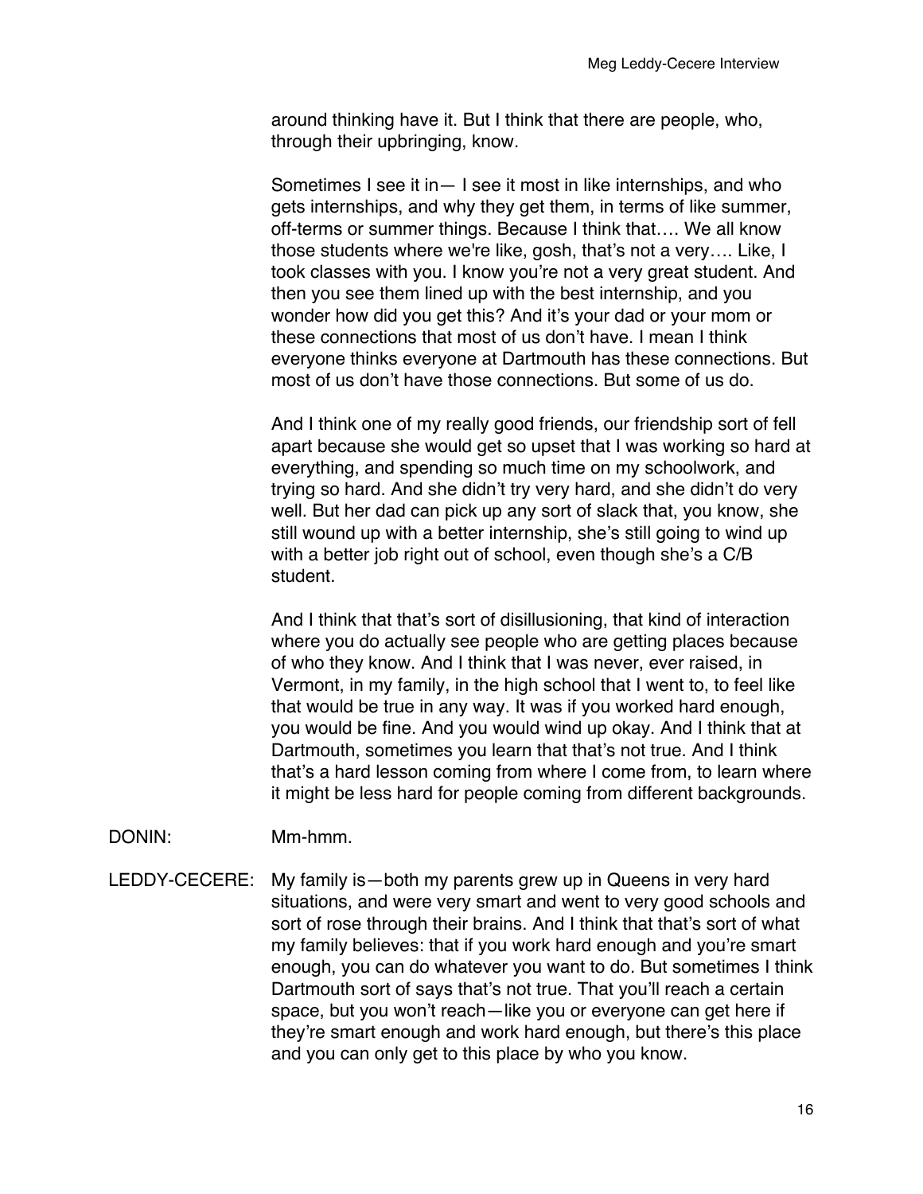around thinking have it. But I think that there are people, who, through their upbringing, know.

Sometimes I see it in— I see it most in like internships, and who gets internships, and why they get them, in terms of like summer, off-terms or summer things. Because I think that…. We all know those students where we're like, gosh, that's not a very…. Like, I took classes with you. I know you're not a very great student. And then you see them lined up with the best internship, and you wonder how did you get this? And it's your dad or your mom or these connections that most of us don't have. I mean I think everyone thinks everyone at Dartmouth has these connections. But most of us don't have those connections. But some of us do.

And I think one of my really good friends, our friendship sort of fell apart because she would get so upset that I was working so hard at everything, and spending so much time on my schoolwork, and trying so hard. And she didn't try very hard, and she didn't do very well. But her dad can pick up any sort of slack that, you know, she still wound up with a better internship, she's still going to wind up with a better job right out of school, even though she's a C/B student.

And I think that that's sort of disillusioning, that kind of interaction where you do actually see people who are getting places because of who they know. And I think that I was never, ever raised, in Vermont, in my family, in the high school that I went to, to feel like that would be true in any way. It was if you worked hard enough, you would be fine. And you would wind up okay. And I think that at Dartmouth, sometimes you learn that that's not true. And I think that's a hard lesson coming from where I come from, to learn where it might be less hard for people coming from different backgrounds.

DONIN: Mm-hmm.

LEDDY-CECERE: My family is—both my parents grew up in Queens in very hard situations, and were very smart and went to very good schools and sort of rose through their brains. And I think that that's sort of what my family believes: that if you work hard enough and you're smart enough, you can do whatever you want to do. But sometimes I think Dartmouth sort of says that's not true. That you'll reach a certain space, but you won't reach—like you or everyone can get here if they're smart enough and work hard enough, but there's this place and you can only get to this place by who you know.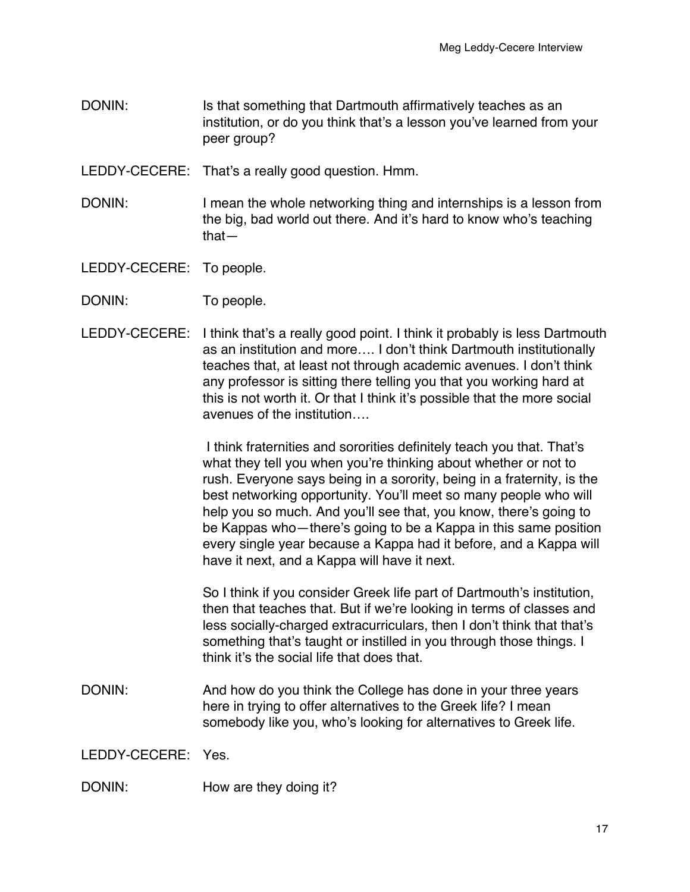DONIN: Is that something that Dartmouth affirmatively teaches as an institution, or do you think that's a lesson you've learned from your peer group?

LEDDY-CECERE: That's a really good question. Hmm.

DONIN: I mean the whole networking thing and internships is a lesson from the big, bad world out there. And it's hard to know who's teaching that—

LEDDY-CECERE: To people.

DONIN: To people.

LEDDY-CECERE: I think that's a really good point. I think it probably is less Dartmouth as an institution and more…. I don't think Dartmouth institutionally teaches that, at least not through academic avenues. I don't think any professor is sitting there telling you that you working hard at this is not worth it. Or that I think it's possible that the more social avenues of the institution….

I think fraternities and sororities definitely teach you that. That's what they tell you when you're thinking about whether or not to rush. Everyone says being in a sorority, being in a fraternity, is the best networking opportunity. You'll meet so many people who will help you so much. And you'll see that, you know, there's going to be Kappas who—there's going to be a Kappa in this same position every single year because a Kappa had it before, and a Kappa will have it next, and a Kappa will have it next.

So I think if you consider Greek life part of Dartmouth's institution, then that teaches that. But if we're looking in terms of classes and less socially-charged extracurriculars, then I don't think that that's something that's taught or instilled in you through those things. I think it's the social life that does that.

DONIN: And how do you think the College has done in your three years here in trying to offer alternatives to the Greek life? I mean somebody like you, who's looking for alternatives to Greek life.

LEDDY-CECERE: Yes.

DONIN: How are they doing it?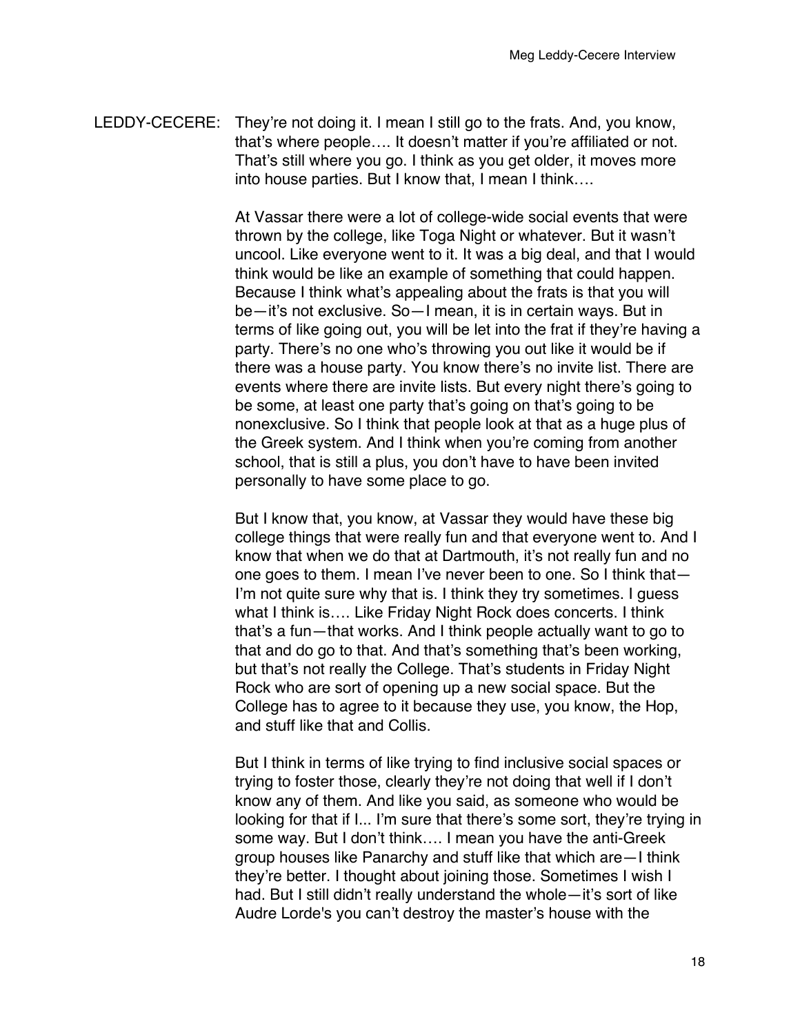LEDDY-CECERE: They're not doing it. I mean I still go to the frats. And, you know, that's where people…. It doesn't matter if you're affiliated or not. That's still where you go. I think as you get older, it moves more into house parties. But I know that, I mean I think….

At Vassar there were a lot of college-wide social events that were thrown by the college, like Toga Night or whatever. But it wasn't uncool. Like everyone went to it. It was a big deal, and that I would think would be like an example of something that could happen. Because I think what's appealing about the frats is that you will be—it's not exclusive. So—I mean, it is in certain ways. But in terms of like going out, you will be let into the frat if they're having a party. There's no one who's throwing you out like it would be if there was a house party. You know there's no invite list. There are events where there are invite lists. But every night there's going to be some, at least one party that's going on that's going to be nonexclusive. So I think that people look at that as a huge plus of the Greek system. And I think when you're coming from another school, that is still a plus, you don't have to have been invited personally to have some place to go.

But I know that, you know, at Vassar they would have these big college things that were really fun and that everyone went to. And I know that when we do that at Dartmouth, it's not really fun and no one goes to them. I mean I've never been to one. So I think that—I'm not quite sure why that is. I think they try sometimes. I guess what I think is…. Like Friday Night Rock does concerts. I think that's a fun—that works. And I think people actually want to go to that and do go to that. And that's something that's been working, but that's not really the College. That's students in Friday Night Rock who are sort of opening up a new social space. But the College has to agree to it because they use, you know, the Hop, and stuff like that and Collis.

But I think in terms of like trying to find inclusive social spaces or trying to foster those, clearly they're not doing that well if I don't know any of them. And like you said, as someone who would be looking for that if I... I'm sure that there's some sort, they're trying in some way. But I don't think…. I mean you have the anti-Greek group houses like Panarchy and stuff like that which are—I think they're better. I thought about joining those. Sometimes I wish I had. But I still didn't really understand the whole—it's sort of like Audre Lorde's you can't destroy the master's house with the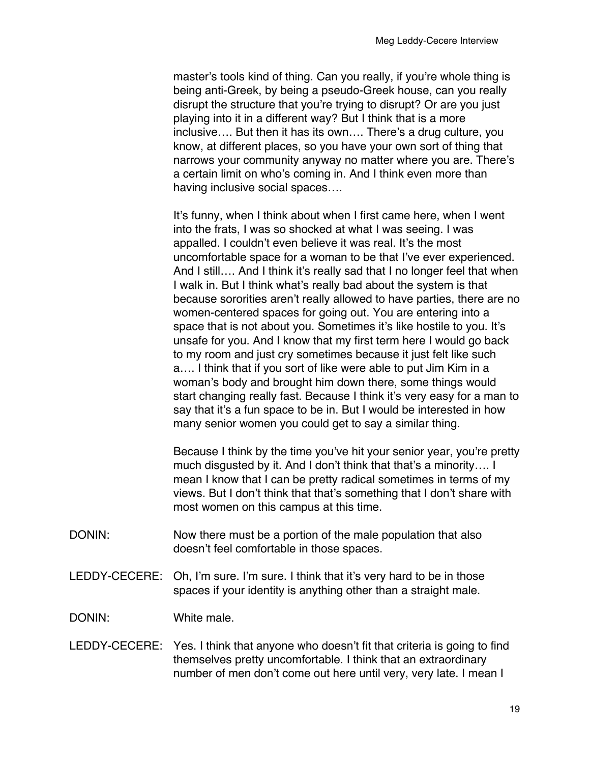master's tools kind of thing. Can you really, if you're whole thing is being anti-Greek, by being a pseudo-Greek house, can you really disrupt the structure that you're trying to disrupt? Or are you just playing into it in a different way? But I think that is a more inclusive…. But then it has its own…. There's a drug culture, you know, at different places, so you have your own sort of thing that narrows your community anyway no matter where you are. There's a certain limit on who's coming in. And I think even more than having inclusive social spaces….

It's funny, when I think about when I first came here, when I went into the frats, I was so shocked at what I was seeing. I was appalled. I couldn't even believe it was real. It's the most uncomfortable space for a woman to be that I've ever experienced. And I still…. And I think it's really sad that I no longer feel that when I walk in. But I think what's really bad about the system is that because sororities aren't really allowed to have parties, there are no women-centered spaces for going out. You are entering into a space that is not about you. Sometimes it's like hostile to you. It's unsafe for you. And I know that my first term here I would go back to my room and just cry sometimes because it just felt like such a…. I think that if you sort of like were able to put Jim Kim in a woman's body and brought him down there, some things would start changing really fast. Because I think it's very easy for a man to say that it's a fun space to be in. But I would be interested in how many senior women you could get to say a similar thing.

Because I think by the time you've hit your senior year, you're pretty much disgusted by it. And I don't think that that's a minority…. I mean I know that I can be pretty radical sometimes in terms of my views. But I don't think that that's something that I don't share with most women on this campus at this time.

DONIN: Now there must be a portion of the male population that also doesn't feel comfortable in those spaces.

LEDDY-CECERE: Oh, I'm sure. I'm sure. I think that it's very hard to be in those spaces if your identity is anything other than a straight male.

DONIN: White male.

LEDDY-CECERE: Yes. I think that anyone who doesn't fit that criteria is going to find themselves pretty uncomfortable. I think that an extraordinary number of men don't come out here until very, very late. I mean I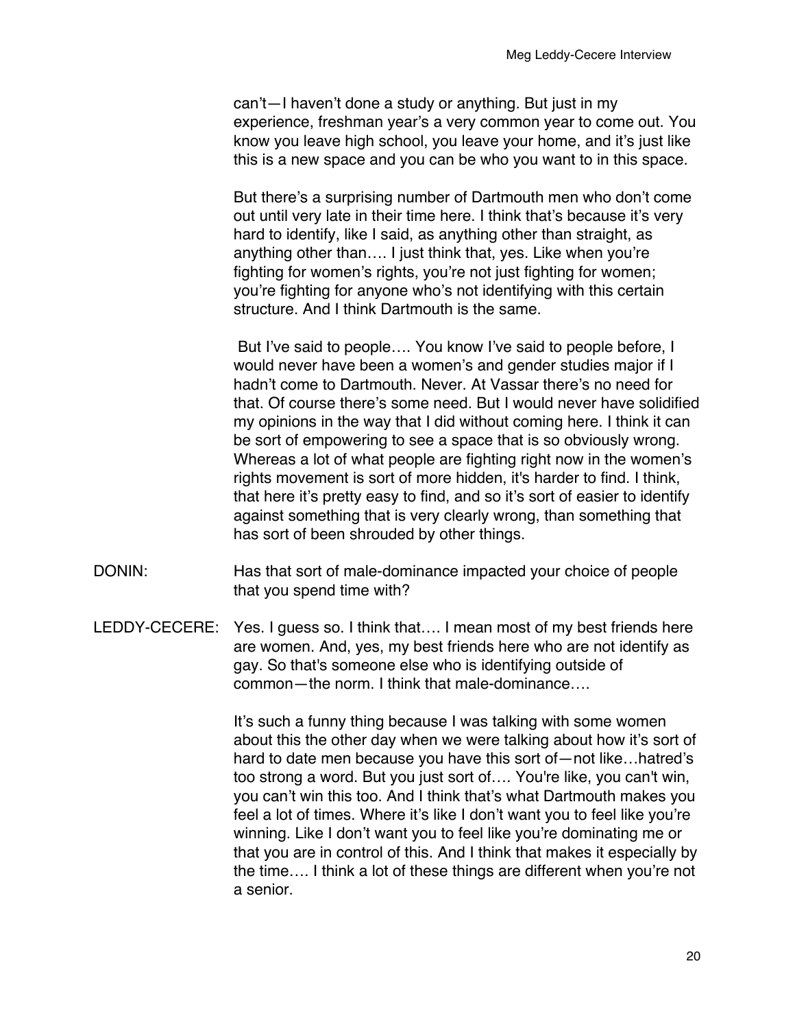can't—I haven't done a study or anything. But just in my experience, freshman year's a very common year to come out. You know you leave high school, you leave your home, and it's just like this is a new space and you can be who you want to in this space.

But there's a surprising number of Dartmouth men who don't come out until very late in their time here. I think that's because it's very hard to identify, like I said, as anything other than straight, as anything other than…. I just think that, yes. Like when you're fighting for women's rights, you're not just fighting for women; you're fighting for anyone who's not identifying with this certain structure. And I think Dartmouth is the same.

But I've said to people…. You know I've said to people before, I would never have been a women's and gender studies major if I hadn't come to Dartmouth. Never. At Vassar there's no need for that. Of course there's some need. But I would never have solidified my opinions in the way that I did without coming here. I think it can be sort of empowering to see a space that is so obviously wrong. Whereas a lot of what people are fighting right now in the women's rights movement is sort of more hidden, it's harder to find. I think, that here it's pretty easy to find, and so it's sort of easier to identify against something that is very clearly wrong, than something that has sort of been shrouded by other things.

DONIN: Has that sort of male-dominance impacted your choice of people that you spend time with?

LEDDY-CECERE: Yes. I guess so. I think that…. I mean most of my best friends here are women. And, yes, my best friends here who are not identify as gay. So that's someone else who is identifying outside of common—the norm. I think that male-dominance….

It's such a funny thing because I was talking with some women about this the other day when we were talking about how it's sort of hard to date men because you have this sort of—not like…hatred's too strong a word. But you just sort of…. You're like, you can't win, you can't win this too. And I think that's what Dartmouth makes you feel a lot of times. Where it's like I don't want you to feel like you're winning. Like I don't want you to feel like you're dominating me or that you are in control of this. And I think that makes it especially by the time…. I think a lot of these things are different when you're not a senior.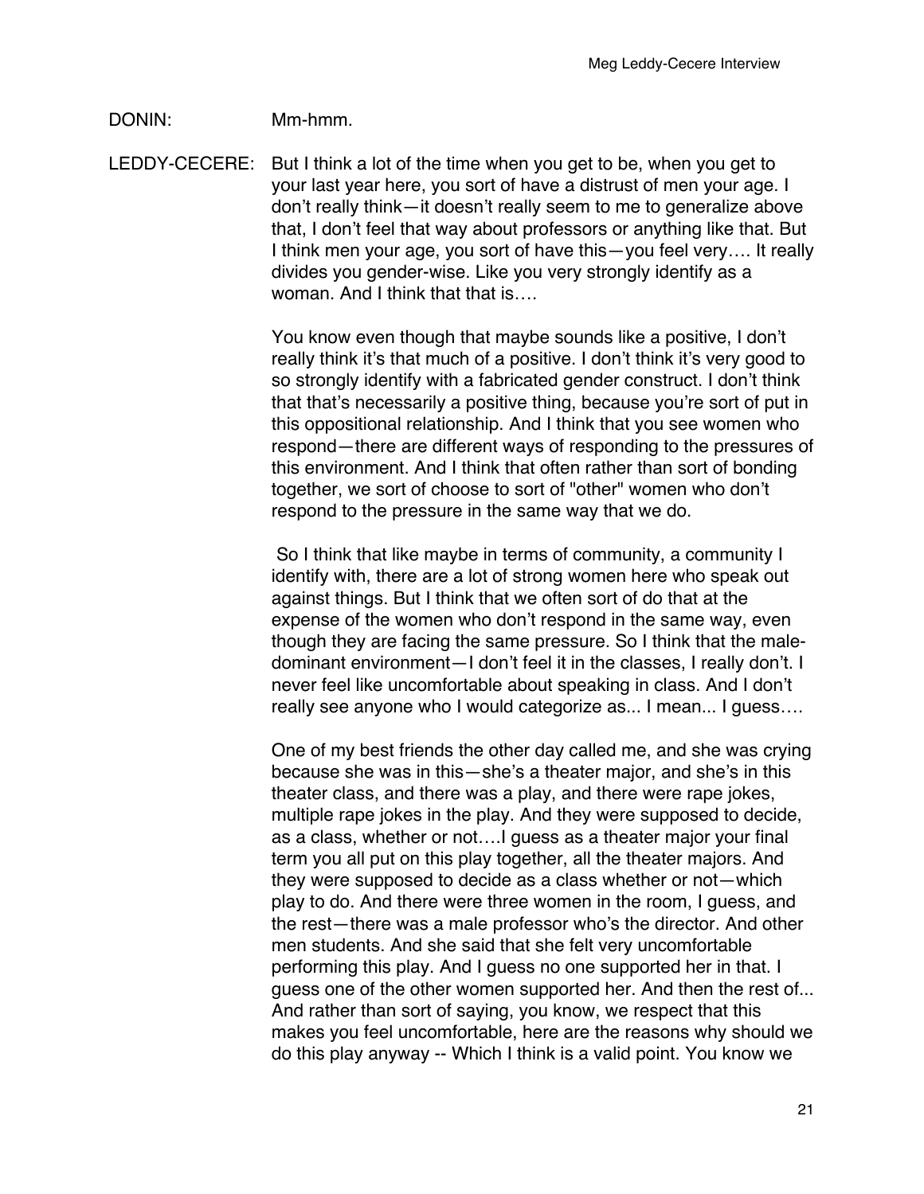DONIN: Mm-hmm.

LEDDY-CECERE: But I think a lot of the time when you get to be, when you get to your last year here, you sort of have a distrust of men your age. I don't really think—it doesn't really seem to me to generalize above that, I don't feel that way about professors or anything like that. But I think men your age, you sort of have this—you feel very…. It really divides you gender-wise. Like you very strongly identify as a woman. And I think that that is….

You know even though that maybe sounds like a positive, I don't really think it's that much of a positive. I don't think it's very good to so strongly identify with a fabricated gender construct. I don't think that that's necessarily a positive thing, because you're sort of put in this oppositional relationship. And I think that you see women who respond—there are different ways of responding to the pressures of this environment. And I think that often rather than sort of bonding together, we sort of choose to sort of "other" women who don't respond to the pressure in the same way that we do.

So I think that like maybe in terms of community, a community I identify with, there are a lot of strong women here who speak out against things. But I think that we often sort of do that at the expense of the women who don't respond in the same way, even though they are facing the same pressure. So I think that the male-dominant environment—I don't feel it in the classes, I really don't. I never feel like uncomfortable about speaking in class. And I don't really see anyone who I would categorize as... I mean... I guess….

One of my best friends the other day called me, and she was crying because she was in this—she's a theater major, and she's in this theater class, and there was a play, and there were rape jokes, multiple rape jokes in the play. And they were supposed to decide, as a class, whether or not….I guess as a theater major your final term you all put on this play together, all the theater majors. And they were supposed to decide as a class whether or not—which play to do. And there were three women in the room, I guess, and the rest—there was a male professor who's the director. And other men students. And she said that she felt very uncomfortable performing this play. And I guess no one supported her in that. I guess one of the other women supported her. And then the rest of... And rather than sort of saying, you know, we respect that this makes you feel uncomfortable, here are the reasons why should we do this play anyway -- Which I think is a valid point. You know we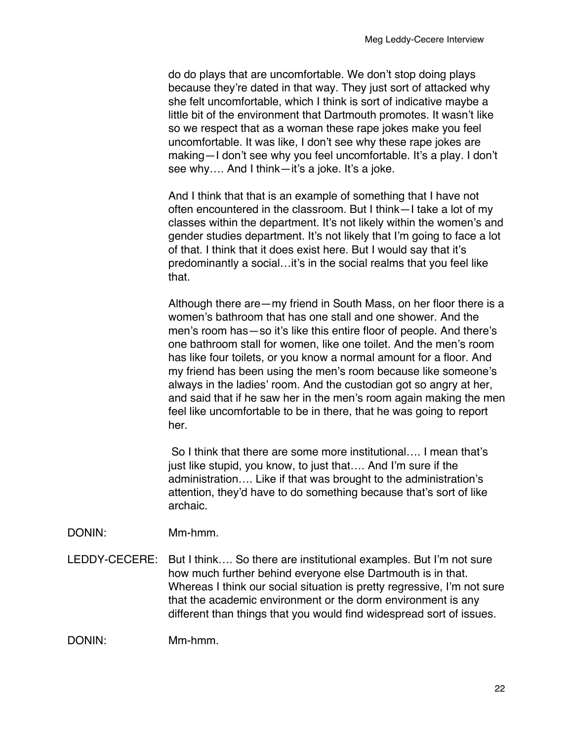do do plays that are uncomfortable. We don't stop doing plays because they're dated in that way. They just sort of attacked why she felt uncomfortable, which I think is sort of indicative maybe a little bit of the environment that Dartmouth promotes. It wasn't like so we respect that as a woman these rape jokes make you feel uncomfortable. It was like, I don't see why these rape jokes are making—I don't see why you feel uncomfortable. It's a play. I don't see why…. And I think—it's a joke. It's a joke.

And I think that that is an example of something that I have not often encountered in the classroom. But I think—I take a lot of my classes within the department. It's not likely within the women's and gender studies department. It's not likely that I'm going to face a lot of that. I think that it does exist here. But I would say that it's predominantly a social…it's in the social realms that you feel like that.

Although there are—my friend in South Mass, on her floor there is a women's bathroom that has one stall and one shower. And the men's room has—so it's like this entire floor of people. And there's one bathroom stall for women, like one toilet. And the men's room has like four toilets, or you know a normal amount for a floor. And my friend has been using the men's room because like someone's always in the ladies' room. And the custodian got so angry at her, and said that if he saw her in the men's room again making the men feel like uncomfortable to be in there, that he was going to report her.

So I think that there are some more institutional…. I mean that's just like stupid, you know, to just that…. And I'm sure if the administration…. Like if that was brought to the administration's attention, they'd have to do something because that's sort of like archaic.

DONIN: Mm-hmm.

LEDDY-CECERE: But I think…. So there are institutional examples. But I'm not sure how much further behind everyone else Dartmouth is in that. Whereas I think our social situation is pretty regressive, I'm not sure that the academic environment or the dorm environment is any different than things that you would find widespread sort of issues.

DONIN: Mm-hmm.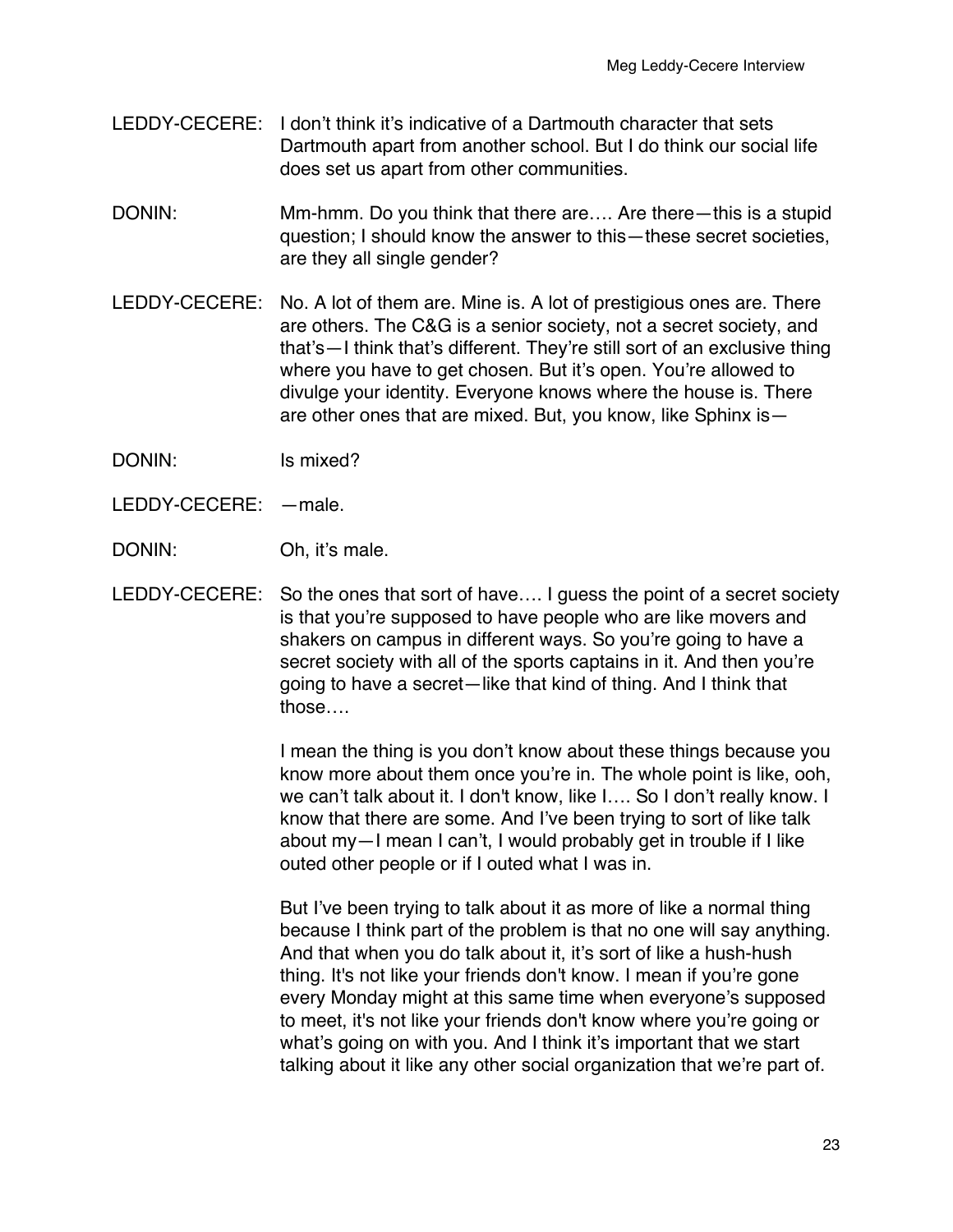LEDDY-CECERE: I don’t think it’s indicative of a Dartmouth character that sets Dartmouth apart from another school. But I do think our social life does set us apart from other communities.

DONIN: Mm-hmm. Do you think that there are…. Are there—this is a stupid question; I should know the answer to this—these secret societies, are they all single gender?

LEDDY-CECERE: No. A lot of them are. Mine is. A lot of prestigious ones are. There are others. The C&G is a senior society, not a secret society, and that’s—I think that’s different. They’re still sort of an exclusive thing where you have to get chosen. But it’s open. You’re allowed to divulge your identity. Everyone knows where the house is. There are other ones that are mixed. But, you know, like Sphinx is—

DONIN: Is mixed?

LEDDY-CECERE: —male.

DONIN: Oh, it’s male.

LEDDY-CECERE: So the ones that sort of have…. I guess the point of a secret society is that you’re supposed to have people who are like movers and shakers on campus in different ways. So you’re going to have a secret society with all of the sports captains in it. And then you’re going to have a secret—like that kind of thing. And I think that those….

I mean the thing is you don’t know about these things because you know more about them once you’re in. The whole point is like, ooh, we can’t talk about it. I don't know, like I…. So I don’t really know. I know that there are some. And I’ve been trying to sort of like talk about my—I mean I can’t, I would probably get in trouble if I like outed other people or if I outed what I was in.

But I’ve been trying to talk about it as more of like a normal thing because I think part of the problem is that no one will say anything. And that when you do talk about it, it’s sort of like a hush-hush thing. It's not like your friends don't know. I mean if you’re gone every Monday might at this same time when everyone’s supposed to meet, it's not like your friends don't know where you’re going or what’s going on with you. And I think it’s important that we start talking about it like any other social organization that we’re part of.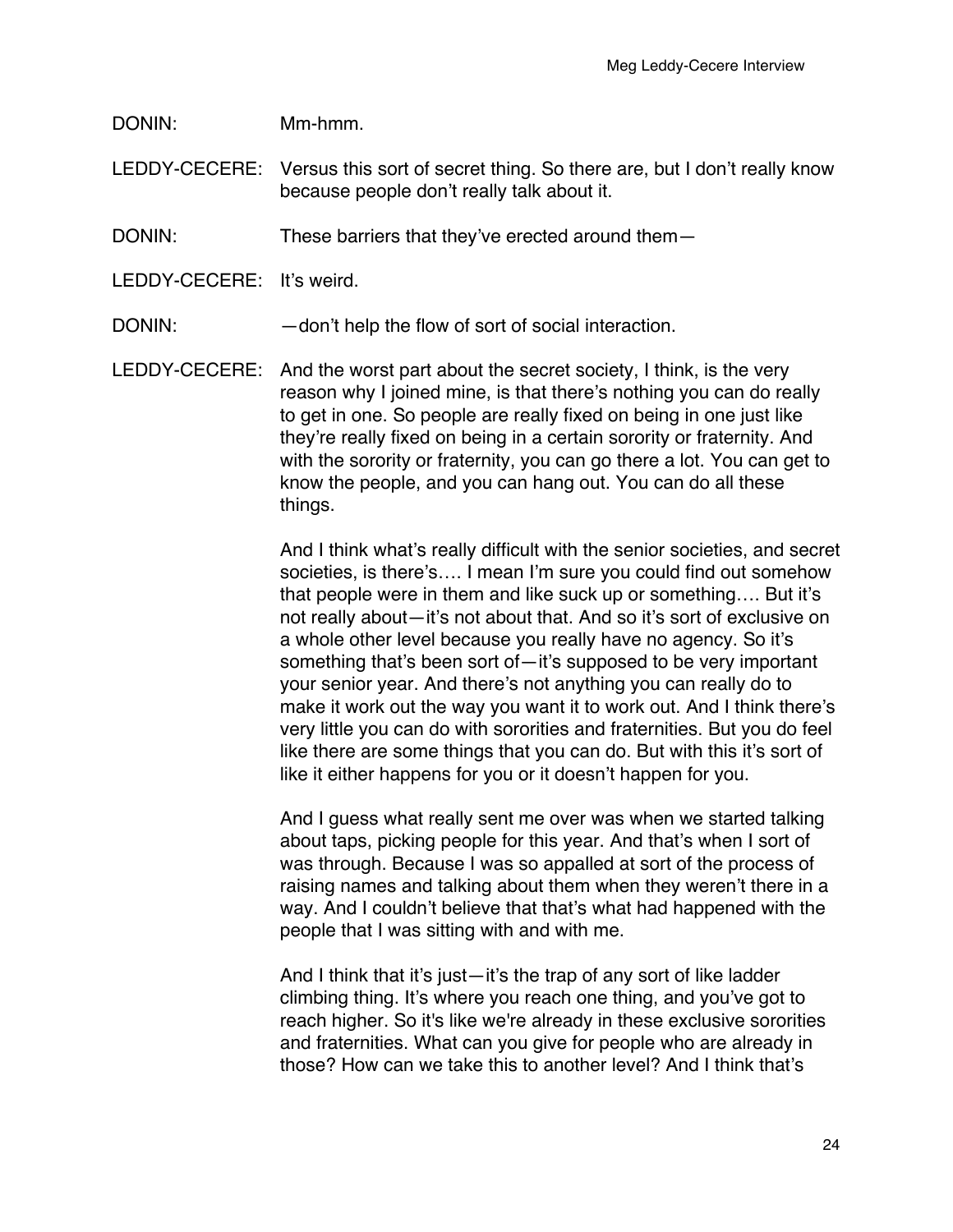DONIN: Mm-hmm.

LEDDY-CECERE: Versus this sort of secret thing. So there are, but I don't really know because people don't really talk about it.

DONIN: These barriers that they've erected around them—

LEDDY-CECERE: It's weird.

DONIN: —don't help the flow of sort of social interaction.

LEDDY-CECERE: And the worst part about the secret society, I think, is the very reason why I joined mine, is that there's nothing you can do really to get in one. So people are really fixed on being in one just like they're really fixed on being in a certain sorority or fraternity. And with the sorority or fraternity, you can go there a lot. You can get to know the people, and you can hang out. You can do all these things.

And I think what's really difficult with the senior societies, and secret societies, is there's…. I mean I'm sure you could find out somehow that people were in them and like suck up or something…. But it's not really about—it's not about that. And so it's sort of exclusive on a whole other level because you really have no agency. So it's something that's been sort of—it's supposed to be very important your senior year. And there's not anything you can really do to make it work out the way you want it to work out. And I think there's very little you can do with sororities and fraternities. But you do feel like there are some things that you can do. But with this it's sort of like it either happens for you or it doesn't happen for you.

And I guess what really sent me over was when we started talking about taps, picking people for this year. And that's when I sort of was through. Because I was so appalled at sort of the process of raising names and talking about them when they weren't there in a way. And I couldn't believe that that's what had happened with the people that I was sitting with and with me.

And I think that it's just—it's the trap of any sort of like ladder climbing thing. It's where you reach one thing, and you've got to reach higher. So it's like we're already in these exclusive sororities and fraternities. What can you give for people who are already in those? How can we take this to another level? And I think that's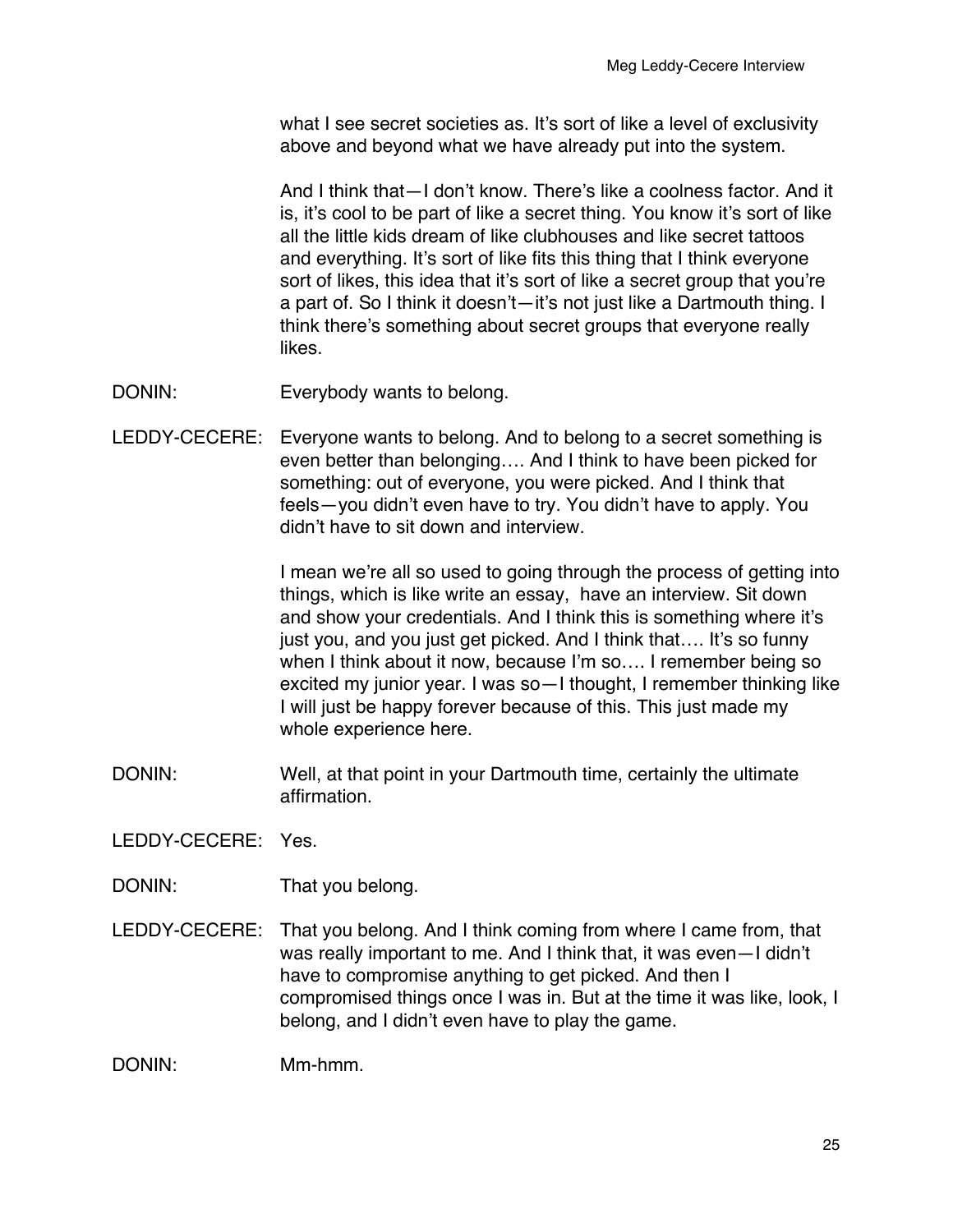what I see secret societies as. It's sort of like a level of exclusivity above and beyond what we have already put into the system.

And I think that—I don't know. There's like a coolness factor. And it is, it's cool to be part of like a secret thing. You know it's sort of like all the little kids dream of like clubhouses and like secret tattoos and everything. It's sort of like fits this thing that I think everyone sort of likes, this idea that it's sort of like a secret group that you're a part of. So I think it doesn't—it's not just like a Dartmouth thing. I think there's something about secret groups that everyone really likes.

DONIN: Everybody wants to belong.

LEDDY-CECERE: Everyone wants to belong. And to belong to a secret something is even better than belonging…. And I think to have been picked for something: out of everyone, you were picked. And I think that feels—you didn't even have to try. You didn't have to apply. You didn't have to sit down and interview.

I mean we're all so used to going through the process of getting into things, which is like write an essay, have an interview. Sit down and show your credentials. And I think this is something where it's just you, and you just get picked. And I think that…. It's so funny when I think about it now, because I'm so…. I remember being so excited my junior year. I was so—I thought, I remember thinking like I will just be happy forever because of this. This just made my whole experience here.

DONIN: Well, at that point in your Dartmouth time, certainly the ultimate affirmation.

LEDDY-CECERE: Yes.

DONIN: That you belong.

LEDDY-CECERE: That you belong. And I think coming from where I came from, that was really important to me. And I think that, it was even—I didn't have to compromise anything to get picked. And then I compromised things once I was in. But at the time it was like, look, I belong, and I didn't even have to play the game.

DONIN: Mm-hmm.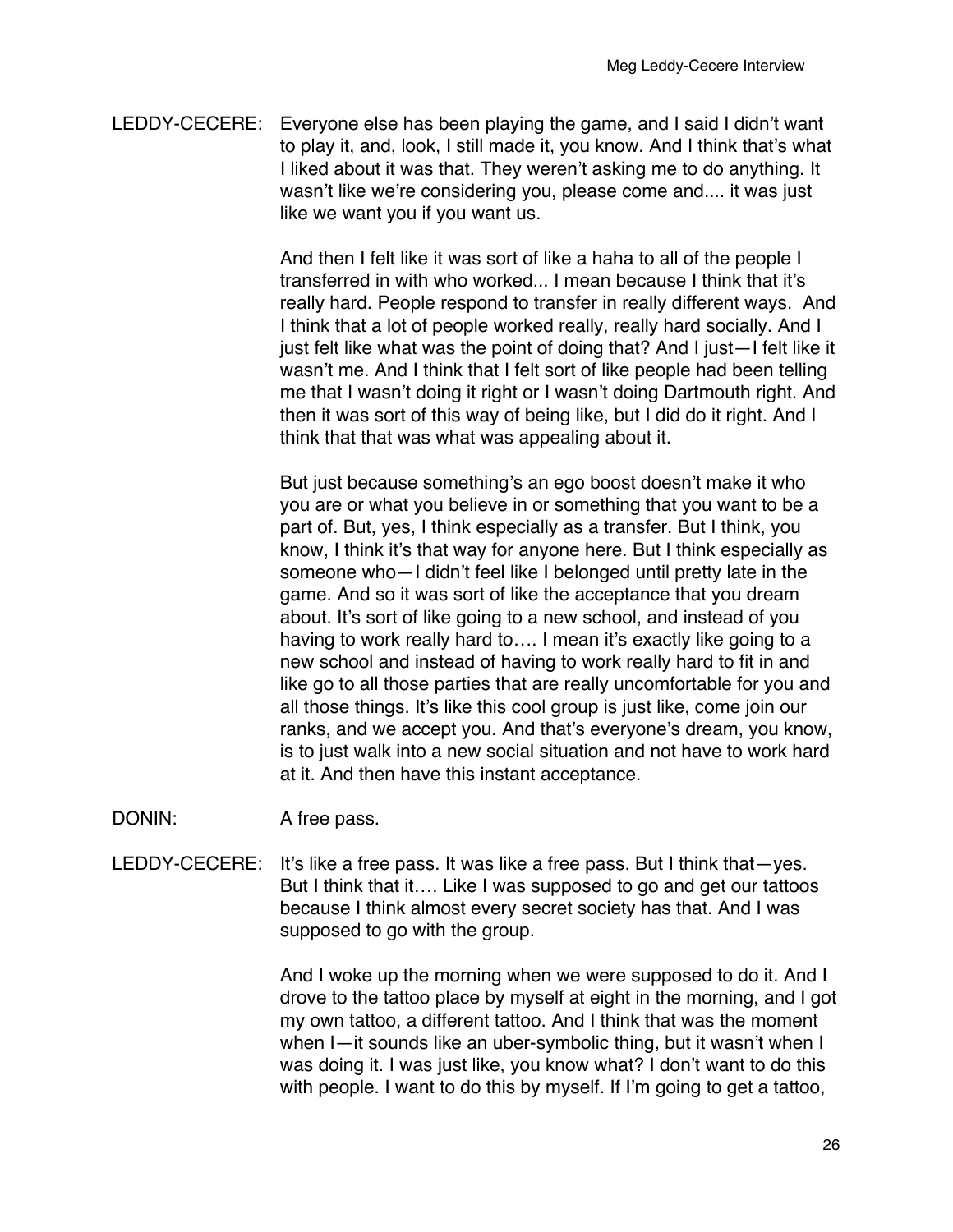LEDDY-CECERE: Everyone else has been playing the game, and I said I didn't want to play it, and, look, I still made it, you know. And I think that's what I liked about it was that. They weren't asking me to do anything. It wasn't like we're considering you, please come and.... it was just like we want you if you want us.

And then I felt like it was sort of like a haha to all of the people I transferred in with who worked... I mean because I think that it's really hard. People respond to transfer in really different ways. And I think that a lot of people worked really, really hard socially. And I just felt like what was the point of doing that? And I just—I felt like it wasn't me. And I think that I felt sort of like people had been telling me that I wasn't doing it right or I wasn't doing Dartmouth right. And then it was sort of this way of being like, but I did do it right. And I think that that was what was appealing about it.

But just because something's an ego boost doesn't make it who you are or what you believe in or something that you want to be a part of. But, yes, I think especially as a transfer. But I think, you know, I think it's that way for anyone here. But I think especially as someone who—I didn't feel like I belonged until pretty late in the game. And so it was sort of like the acceptance that you dream about. It's sort of like going to a new school, and instead of you having to work really hard to.... I mean it's exactly like going to a new school and instead of having to work really hard to fit in and like go to all those parties that are really uncomfortable for you and all those things. It's like this cool group is just like, come join our ranks, and we accept you. And that's everyone's dream, you know, is to just walk into a new social situation and not have to work hard at it. And then have this instant acceptance.

DONIN: A free pass.

LEDDY-CECERE: It's like a free pass. It was like a free pass. But I think that—yes. But I think that it.... Like I was supposed to go and get our tattoos because I think almost every secret society has that. And I was supposed to go with the group.

And I woke up the morning when we were supposed to do it. And I drove to the tattoo place by myself at eight in the morning, and I got my own tattoo, a different tattoo. And I think that was the moment when I—it sounds like an uber-symbolic thing, but it wasn't when I was doing it. I was just like, you know what? I don't want to do this with people. I want to do this by myself. If I'm going to get a tattoo,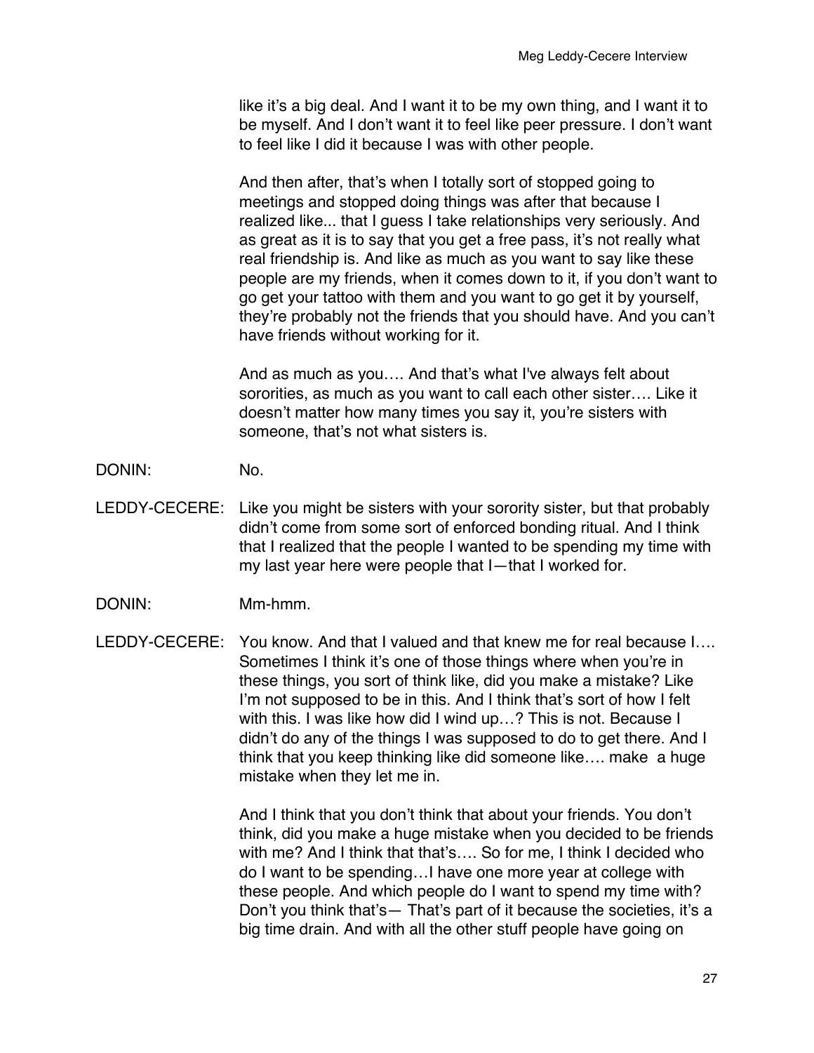like it's a big deal. And I want it to be my own thing, and I want it to be myself. And I don't want it to feel like peer pressure. I don't want to feel like I did it because I was with other people.

And then after, that's when I totally sort of stopped going to meetings and stopped doing things was after that because I realized like... that I guess I take relationships very seriously. And as great as it is to say that you get a free pass, it's not really what real friendship is. And like as much as you want to say like these people are my friends, when it comes down to it, if you don't want to go get your tattoo with them and you want to go get it by yourself, they're probably not the friends that you should have. And you can't have friends without working for it.

And as much as you…. And that's what I've always felt about sororities, as much as you want to call each other sister…. Like it doesn't matter how many times you say it, you're sisters with someone, that's not what sisters is.

DONIN: No.

LEDDY-CECERE: Like you might be sisters with your sorority sister, but that probably didn't come from some sort of enforced bonding ritual. And I think that I realized that the people I wanted to be spending my time with my last year here were people that I—that I worked for.

DONIN: Mm-hmm.

LEDDY-CECERE: You know. And that I valued and that knew me for real because I…. Sometimes I think it's one of those things where when you're in these things, you sort of think like, did you make a mistake? Like I'm not supposed to be in this. And I think that's sort of how I felt with this. I was like how did I wind up…? This is not. Because I didn't do any of the things I was supposed to do to get there. And I think that you keep thinking like did someone like…. make a huge mistake when they let me in.

And I think that you don't think that about your friends. You don't think, did you make a huge mistake when you decided to be friends with me? And I think that that's…. So for me, I think I decided who do I want to be spending…I have one more year at college with these people. And which people do I want to spend my time with? Don't you think that's— That's part of it because the societies, it's a big time drain. And with all the other stuff people have going on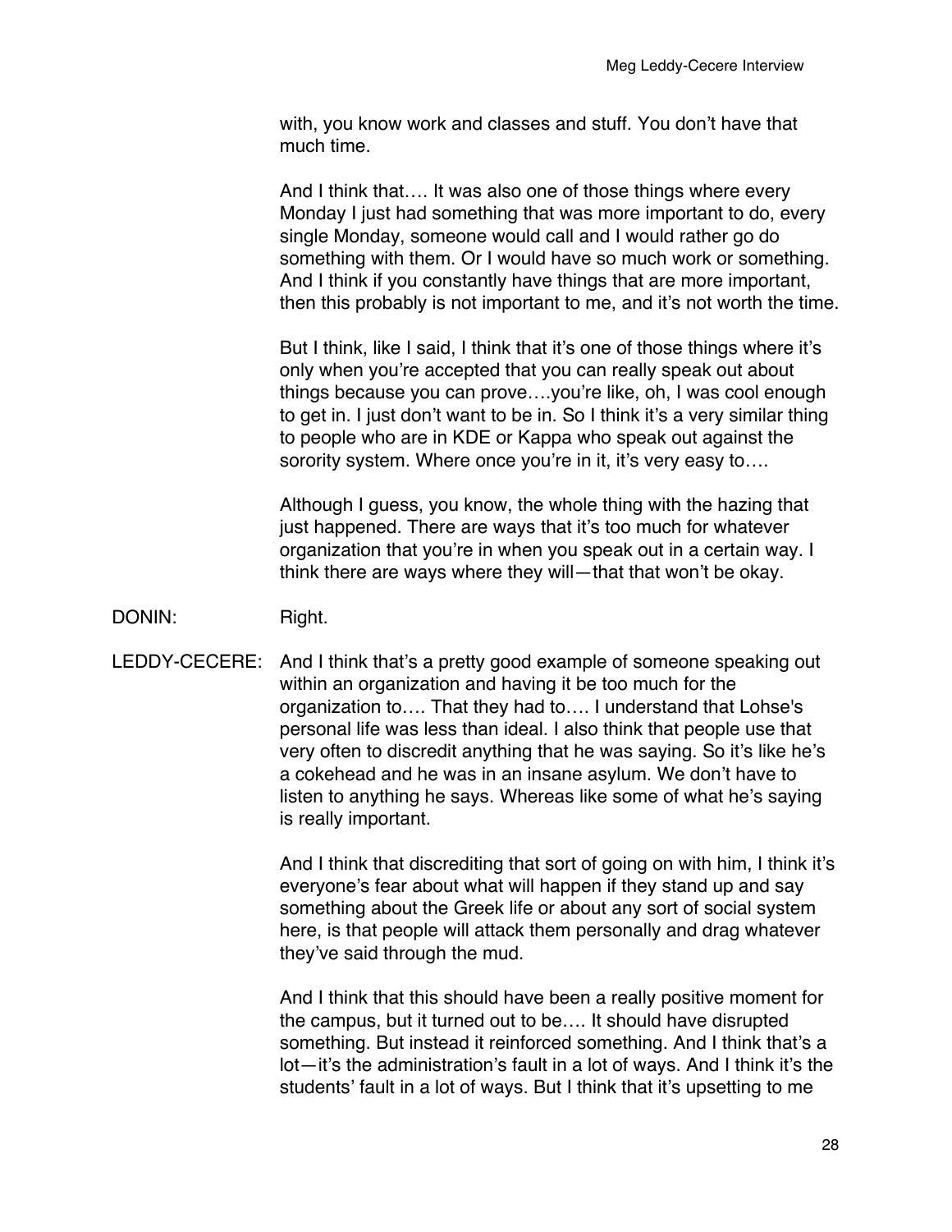with, you know work and classes and stuff. You don't have that much time.

And I think that…. It was also one of those things where every Monday I just had something that was more important to do, every single Monday, someone would call and I would rather go do something with them. Or I would have so much work or something. And I think if you constantly have things that are more important, then this probably is not important to me, and it's not worth the time.

But I think, like I said, I think that it's one of those things where it's only when you're accepted that you can really speak out about things because you can prove….you're like, oh, I was cool enough to get in. I just don't want to be in. So I think it's a very similar thing to people who are in KDE or Kappa who speak out against the sorority system. Where once you're in it, it's very easy to….

Although I guess, you know, the whole thing with the hazing that just happened. There are ways that it's too much for whatever organization that you're in when you speak out in a certain way. I think there are ways where they will—that that won't be okay.

DONIN: Right.

LEDDY-CECERE: And I think that's a pretty good example of someone speaking out within an organization and having it be too much for the organization to…. That they had to…. I understand that Lohse's personal life was less than ideal. I also think that people use that very often to discredit anything that he was saying. So it's like he's a cokehead and he was in an insane asylum. We don't have to listen to anything he says. Whereas like some of what he's saying is really important.

And I think that discrediting that sort of going on with him, I think it's everyone's fear about what will happen if they stand up and say something about the Greek life or about any sort of social system here, is that people will attack them personally and drag whatever they've said through the mud.

And I think that this should have been a really positive moment for the campus, but it turned out to be…. It should have disrupted something. But instead it reinforced something. And I think that's a lot—it's the administration's fault in a lot of ways. And I think it's the students' fault in a lot of ways. But I think that it's upsetting to me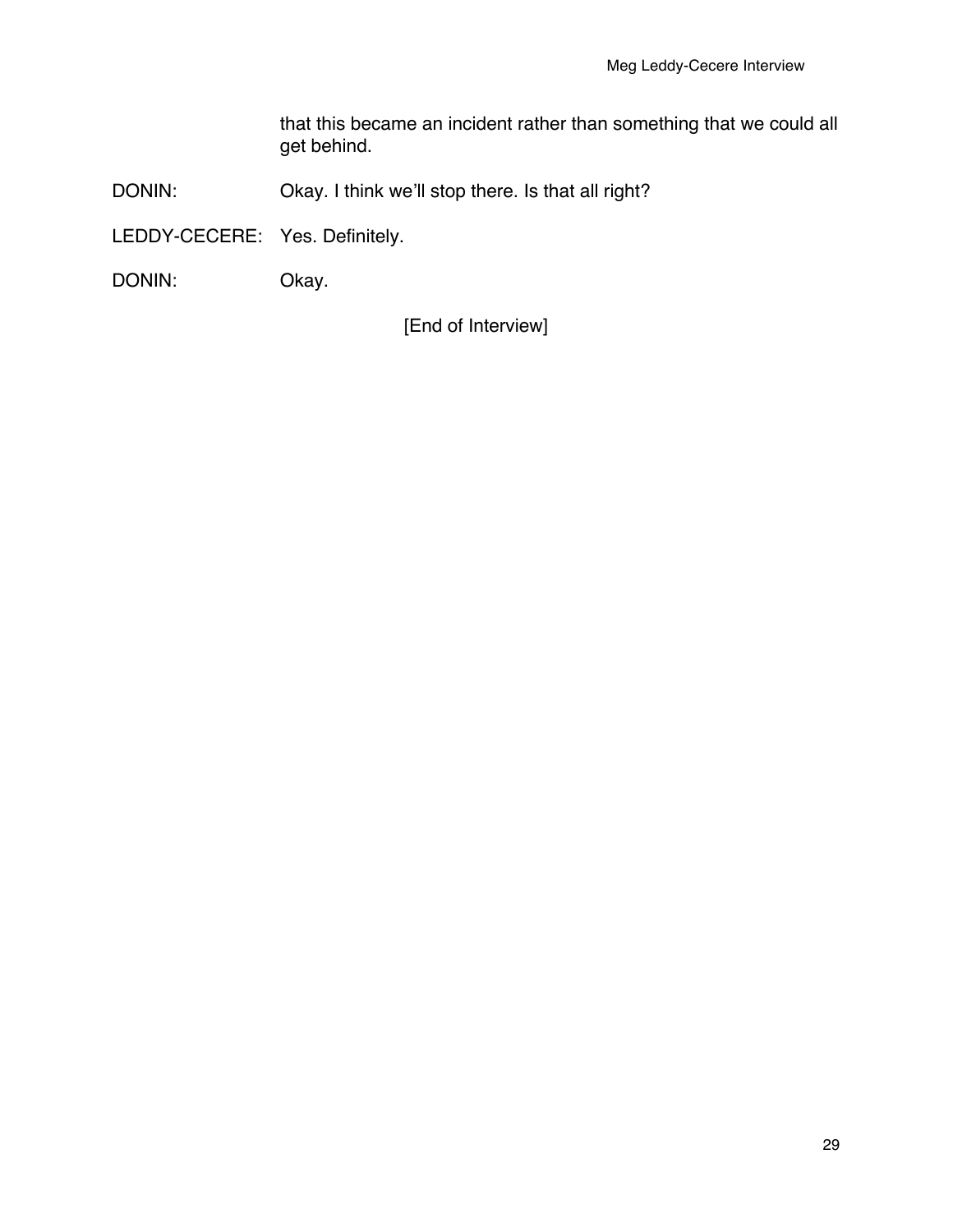that this became an incident rather than something that we could all get behind.

DONIN: Okay. I think we'll stop there. Is that all right?

LEDDY-CECERE: Yes. Definitely.

DONIN: Okay.

[End of Interview]